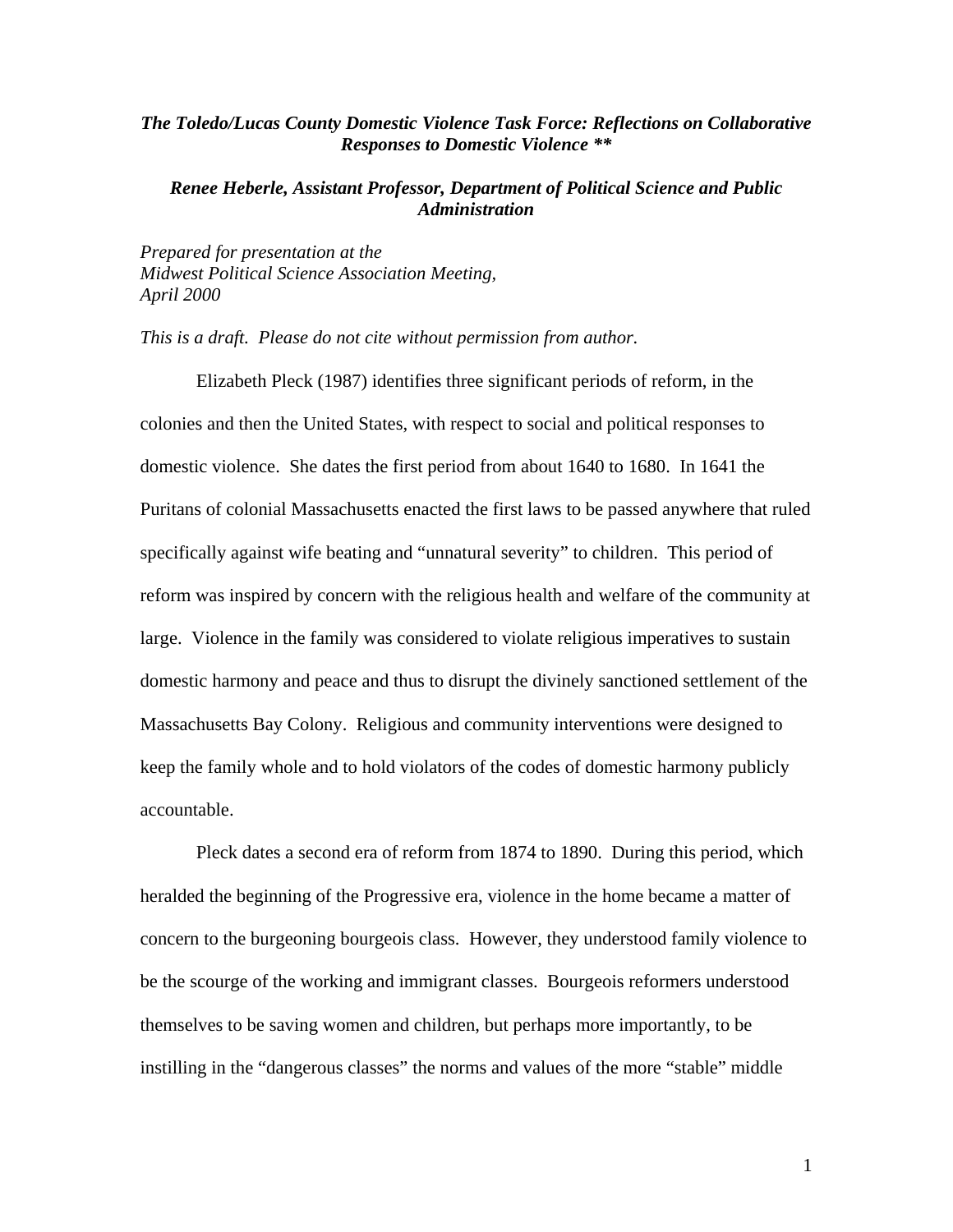*The Toledo/Lucas County Domestic Violence Task Force: Reflections on Collaborative Responses to Domestic Violence ***

*Renee Heberle, Assistant Professor, Department of Political Science and Public Administration*

*Prepared for presentation at the*
*Midwest Political Science Association Meeting,*
*April 2000*

*This is a draft. Please do not cite without permission from author.*

Elizabeth Pleck (1987) identifies three significant periods of reform, in the colonies and then the United States, with respect to social and political responses to domestic violence. She dates the first period from about 1640 to 1680. In 1641 the Puritans of colonial Massachusetts enacted the first laws to be passed anywhere that ruled specifically against wife beating and "unnatural severity" to children. This period of reform was inspired by concern with the religious health and welfare of the community at large. Violence in the family was considered to violate religious imperatives to sustain domestic harmony and peace and thus to disrupt the divinely sanctioned settlement of the Massachusetts Bay Colony. Religious and community interventions were designed to keep the family whole and to hold violators of the codes of domestic harmony publicly accountable.

Pleck dates a second era of reform from 1874 to 1890. During this period, which heralded the beginning of the Progressive era, violence in the home became a matter of concern to the burgeoning bourgeois class. However, they understood family violence to be the scourge of the working and immigrant classes. Bourgeois reformers understood themselves to be saving women and children, but perhaps more importantly, to be instilling in the "dangerous classes" the norms and values of the more "stable" middle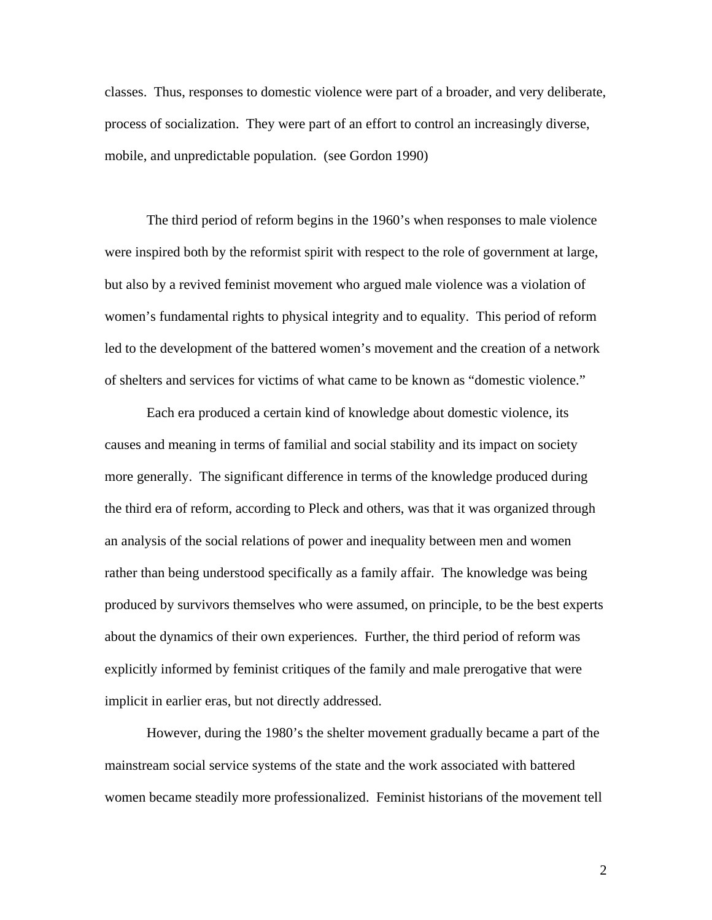classes. Thus, responses to domestic violence were part of a broader, and very deliberate, process of socialization. They were part of an effort to control an increasingly diverse, mobile, and unpredictable population. (see Gordon 1990)

The third period of reform begins in the 1960's when responses to male violence were inspired both by the reformist spirit with respect to the role of government at large, but also by a revived feminist movement who argued male violence was a violation of women's fundamental rights to physical integrity and to equality. This period of reform led to the development of the battered women's movement and the creation of a network of shelters and services for victims of what came to be known as "domestic violence."

Each era produced a certain kind of knowledge about domestic violence, its causes and meaning in terms of familial and social stability and its impact on society more generally. The significant difference in terms of the knowledge produced during the third era of reform, according to Pleck and others, was that it was organized through an analysis of the social relations of power and inequality between men and women rather than being understood specifically as a family affair. The knowledge was being produced by survivors themselves who were assumed, on principle, to be the best experts about the dynamics of their own experiences. Further, the third period of reform was explicitly informed by feminist critiques of the family and male prerogative that were implicit in earlier eras, but not directly addressed.

However, during the 1980's the shelter movement gradually became a part of the mainstream social service systems of the state and the work associated with battered women became steadily more professionalized. Feminist historians of the movement tell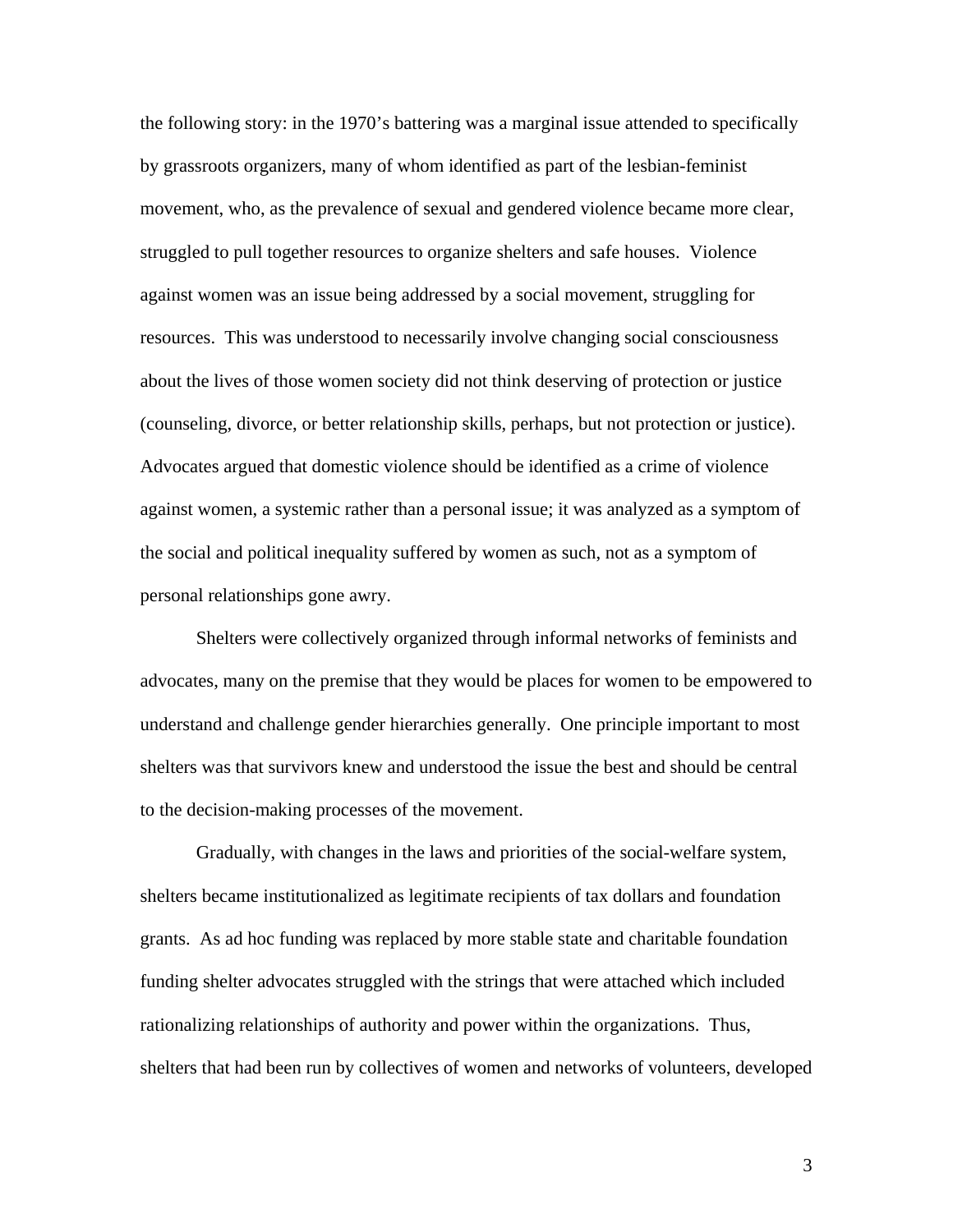the following story: in the 1970's battering was a marginal issue attended to specifically by grassroots organizers, many of whom identified as part of the lesbian-feminist movement, who, as the prevalence of sexual and gendered violence became more clear, struggled to pull together resources to organize shelters and safe houses. Violence against women was an issue being addressed by a social movement, struggling for resources. This was understood to necessarily involve changing social consciousness about the lives of those women society did not think deserving of protection or justice (counseling, divorce, or better relationship skills, perhaps, but not protection or justice). Advocates argued that domestic violence should be identified as a crime of violence against women, a systemic rather than a personal issue; it was analyzed as a symptom of the social and political inequality suffered by women as such, not as a symptom of personal relationships gone awry.

Shelters were collectively organized through informal networks of feminists and advocates, many on the premise that they would be places for women to be empowered to understand and challenge gender hierarchies generally. One principle important to most shelters was that survivors knew and understood the issue the best and should be central to the decision-making processes of the movement.

Gradually, with changes in the laws and priorities of the social-welfare system, shelters became institutionalized as legitimate recipients of tax dollars and foundation grants. As ad hoc funding was replaced by more stable state and charitable foundation funding shelter advocates struggled with the strings that were attached which included rationalizing relationships of authority and power within the organizations. Thus, shelters that had been run by collectives of women and networks of volunteers, developed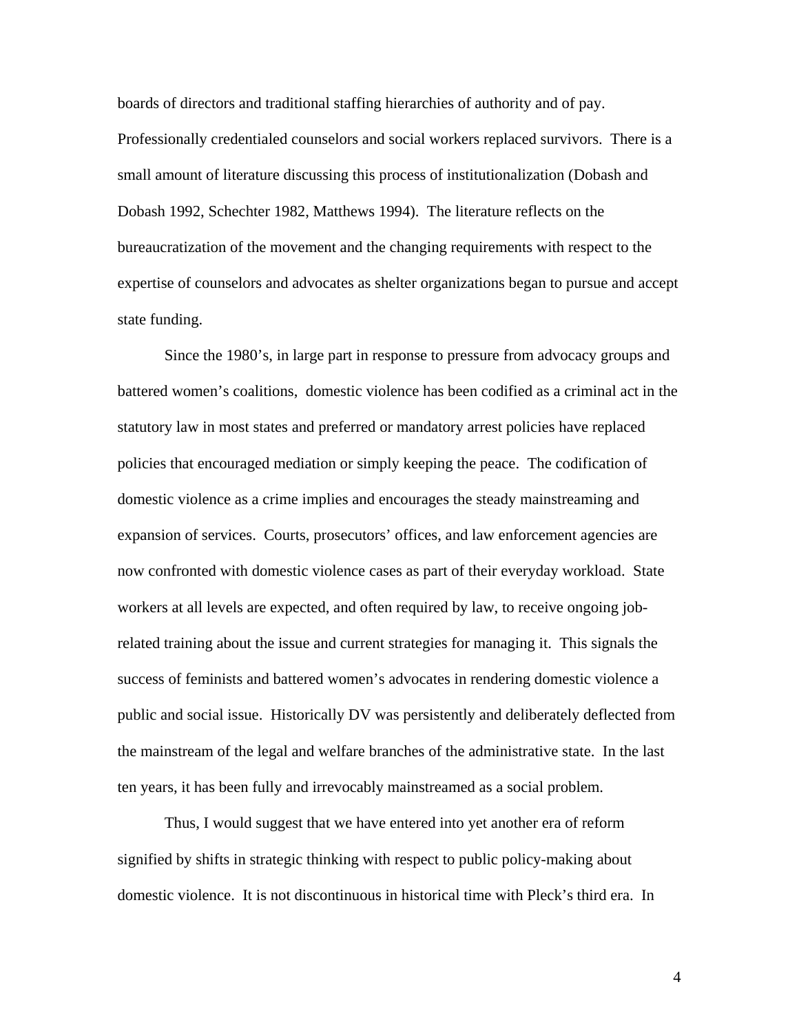boards of directors and traditional staffing hierarchies of authority and of pay. Professionally credentialed counselors and social workers replaced survivors. There is a small amount of literature discussing this process of institutionalization (Dobash and Dobash 1992, Schechter 1982, Matthews 1994). The literature reflects on the bureaucratization of the movement and the changing requirements with respect to the expertise of counselors and advocates as shelter organizations began to pursue and accept state funding.

Since the 1980's, in large part in response to pressure from advocacy groups and battered women's coalitions, domestic violence has been codified as a criminal act in the statutory law in most states and preferred or mandatory arrest policies have replaced policies that encouraged mediation or simply keeping the peace. The codification of domestic violence as a crime implies and encourages the steady mainstreaming and expansion of services. Courts, prosecutors' offices, and law enforcement agencies are now confronted with domestic violence cases as part of their everyday workload. State workers at all levels are expected, and often required by law, to receive ongoing job-related training about the issue and current strategies for managing it. This signals the success of feminists and battered women's advocates in rendering domestic violence a public and social issue. Historically DV was persistently and deliberately deflected from the mainstream of the legal and welfare branches of the administrative state. In the last ten years, it has been fully and irrevocably mainstreamed as a social problem.

Thus, I would suggest that we have entered into yet another era of reform signified by shifts in strategic thinking with respect to public policy-making about domestic violence. It is not discontinuous in historical time with Pleck's third era. In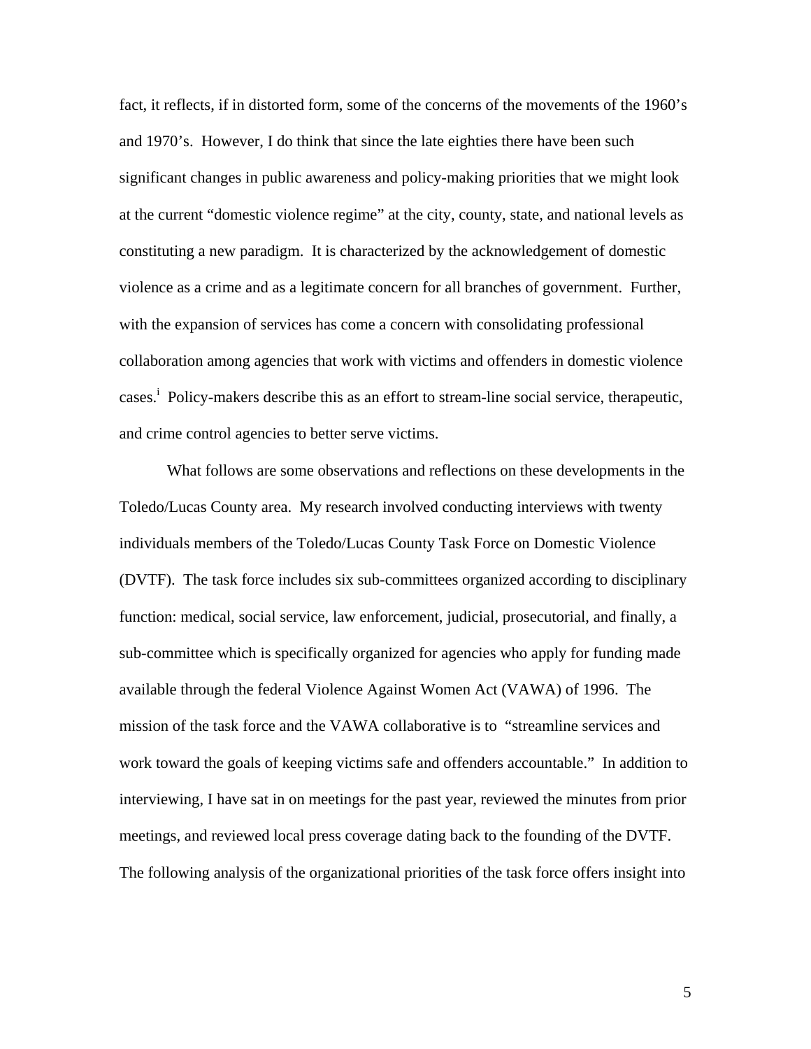fact, it reflects, if in distorted form, some of the concerns of the movements of the 1960's and 1970's. However, I do think that since the late eighties there have been such significant changes in public awareness and policy-making priorities that we might look at the current "domestic violence regime" at the city, county, state, and national levels as constituting a new paradigm. It is characterized by the acknowledgement of domestic violence as a crime and as a legitimate concern for all branches of government. Further, with the expansion of services has come a concern with consolidating professional collaboration among agencies that work with victims and offenders in domestic violence cases.[i] Policy-makers describe this as an effort to stream-line social service, therapeutic, and crime control agencies to better serve victims.

What follows are some observations and reflections on these developments in the Toledo/Lucas County area. My research involved conducting interviews with twenty individuals members of the Toledo/Lucas County Task Force on Domestic Violence (DVTF). The task force includes six sub-committees organized according to disciplinary function: medical, social service, law enforcement, judicial, prosecutorial, and finally, a sub-committee which is specifically organized for agencies who apply for funding made available through the federal Violence Against Women Act (VAWA) of 1996. The mission of the task force and the VAWA collaborative is to "streamline services and work toward the goals of keeping victims safe and offenders accountable." In addition to interviewing, I have sat in on meetings for the past year, reviewed the minutes from prior meetings, and reviewed local press coverage dating back to the founding of the DVTF. The following analysis of the organizational priorities of the task force offers insight into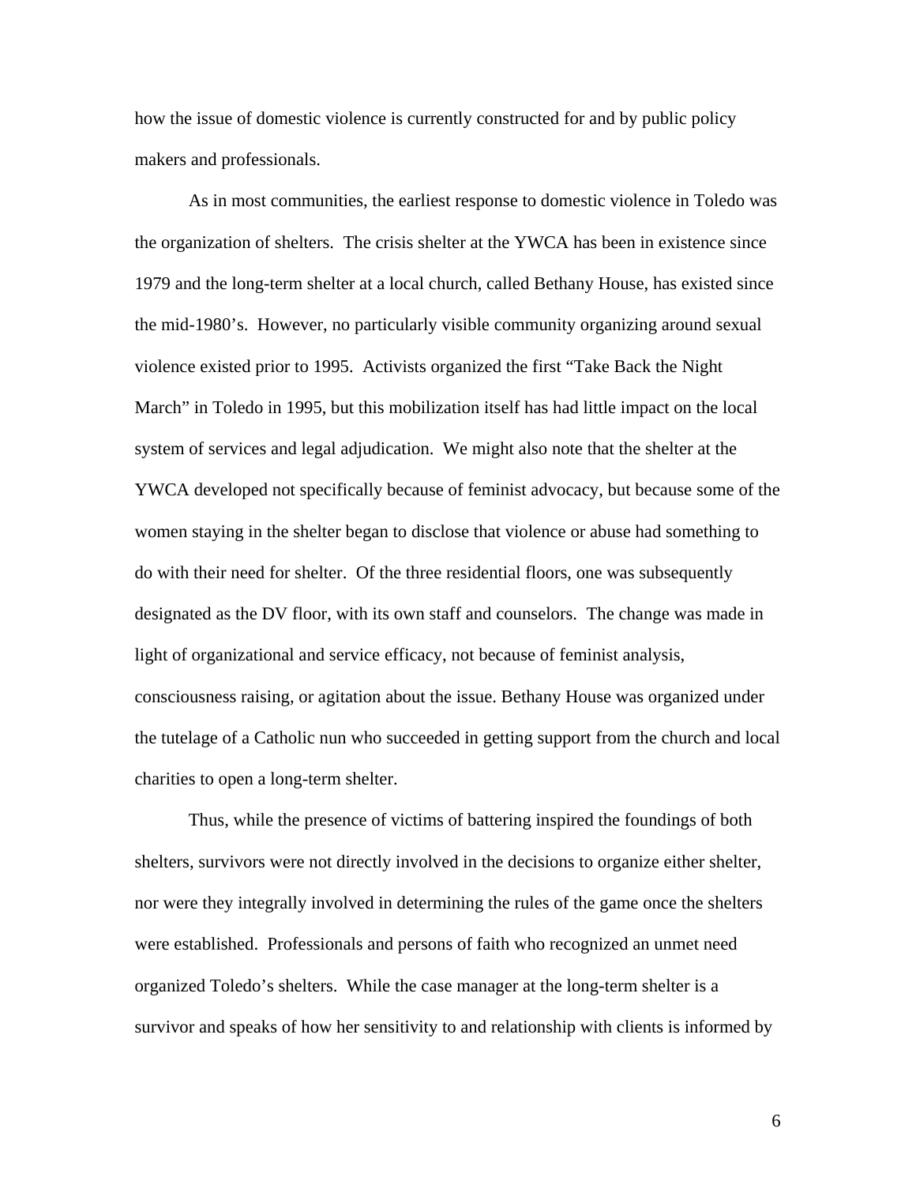how the issue of domestic violence is currently constructed for and by public policy makers and professionals.

As in most communities, the earliest response to domestic violence in Toledo was the organization of shelters. The crisis shelter at the YWCA has been in existence since 1979 and the long-term shelter at a local church, called Bethany House, has existed since the mid-1980's. However, no particularly visible community organizing around sexual violence existed prior to 1995. Activists organized the first "Take Back the Night March" in Toledo in 1995, but this mobilization itself has had little impact on the local system of services and legal adjudication. We might also note that the shelter at the YWCA developed not specifically because of feminist advocacy, but because some of the women staying in the shelter began to disclose that violence or abuse had something to do with their need for shelter. Of the three residential floors, one was subsequently designated as the DV floor, with its own staff and counselors. The change was made in light of organizational and service efficacy, not because of feminist analysis, consciousness raising, or agitation about the issue. Bethany House was organized under the tutelage of a Catholic nun who succeeded in getting support from the church and local charities to open a long-term shelter.

Thus, while the presence of victims of battering inspired the foundings of both shelters, survivors were not directly involved in the decisions to organize either shelter, nor were they integrally involved in determining the rules of the game once the shelters were established. Professionals and persons of faith who recognized an unmet need organized Toledo's shelters. While the case manager at the long-term shelter is a survivor and speaks of how her sensitivity to and relationship with clients is informed by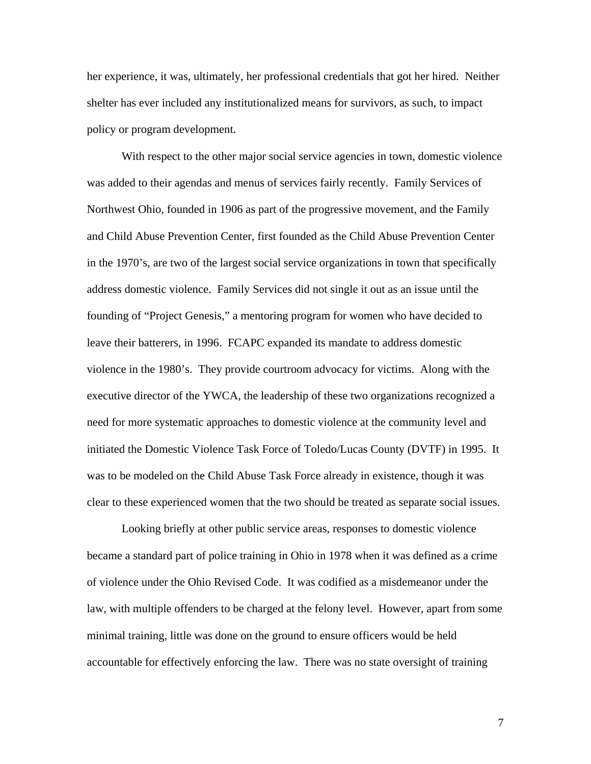her experience, it was, ultimately, her professional credentials that got her hired. Neither shelter has ever included any institutionalized means for survivors, as such, to impact policy or program development.

With respect to the other major social service agencies in town, domestic violence was added to their agendas and menus of services fairly recently. Family Services of Northwest Ohio, founded in 1906 as part of the progressive movement, and the Family and Child Abuse Prevention Center, first founded as the Child Abuse Prevention Center in the 1970's, are two of the largest social service organizations in town that specifically address domestic violence. Family Services did not single it out as an issue until the founding of "Project Genesis," a mentoring program for women who have decided to leave their batterers, in 1996. FCAPC expanded its mandate to address domestic violence in the 1980's. They provide courtroom advocacy for victims. Along with the executive director of the YWCA, the leadership of these two organizations recognized a need for more systematic approaches to domestic violence at the community level and initiated the Domestic Violence Task Force of Toledo/Lucas County (DVTF) in 1995. It was to be modeled on the Child Abuse Task Force already in existence, though it was clear to these experienced women that the two should be treated as separate social issues.

Looking briefly at other public service areas, responses to domestic violence became a standard part of police training in Ohio in 1978 when it was defined as a crime of violence under the Ohio Revised Code. It was codified as a misdemeanor under the law, with multiple offenders to be charged at the felony level. However, apart from some minimal training, little was done on the ground to ensure officers would be held accountable for effectively enforcing the law. There was no state oversight of training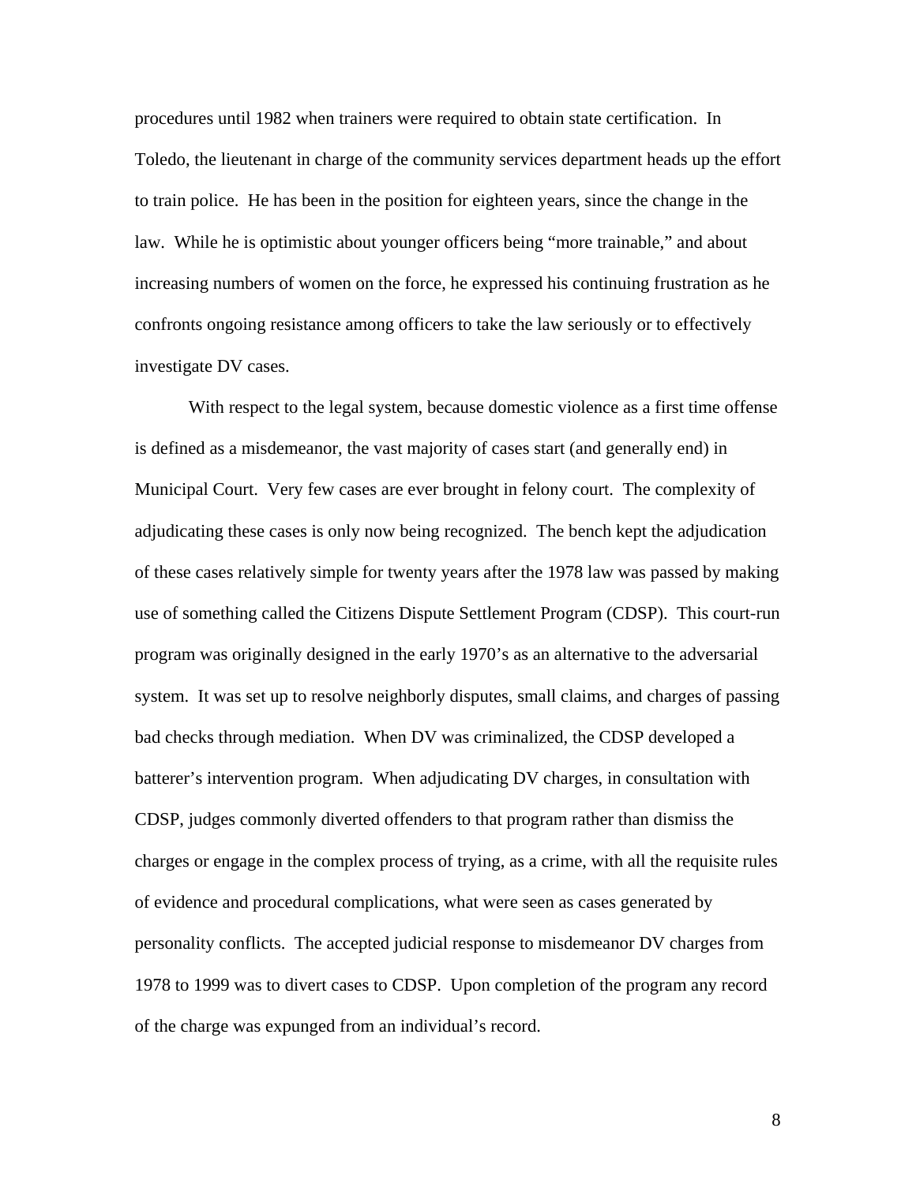procedures until 1982 when trainers were required to obtain state certification. In Toledo, the lieutenant in charge of the community services department heads up the effort to train police. He has been in the position for eighteen years, since the change in the law. While he is optimistic about younger officers being "more trainable," and about increasing numbers of women on the force, he expressed his continuing frustration as he confronts ongoing resistance among officers to take the law seriously or to effectively investigate DV cases.

With respect to the legal system, because domestic violence as a first time offense is defined as a misdemeanor, the vast majority of cases start (and generally end) in Municipal Court. Very few cases are ever brought in felony court. The complexity of adjudicating these cases is only now being recognized. The bench kept the adjudication of these cases relatively simple for twenty years after the 1978 law was passed by making use of something called the Citizens Dispute Settlement Program (CDSP). This court-run program was originally designed in the early 1970's as an alternative to the adversarial system. It was set up to resolve neighborly disputes, small claims, and charges of passing bad checks through mediation. When DV was criminalized, the CDSP developed a batterer's intervention program. When adjudicating DV charges, in consultation with CDSP, judges commonly diverted offenders to that program rather than dismiss the charges or engage in the complex process of trying, as a crime, with all the requisite rules of evidence and procedural complications, what were seen as cases generated by personality conflicts. The accepted judicial response to misdemeanor DV charges from 1978 to 1999 was to divert cases to CDSP. Upon completion of the program any record of the charge was expunged from an individual's record.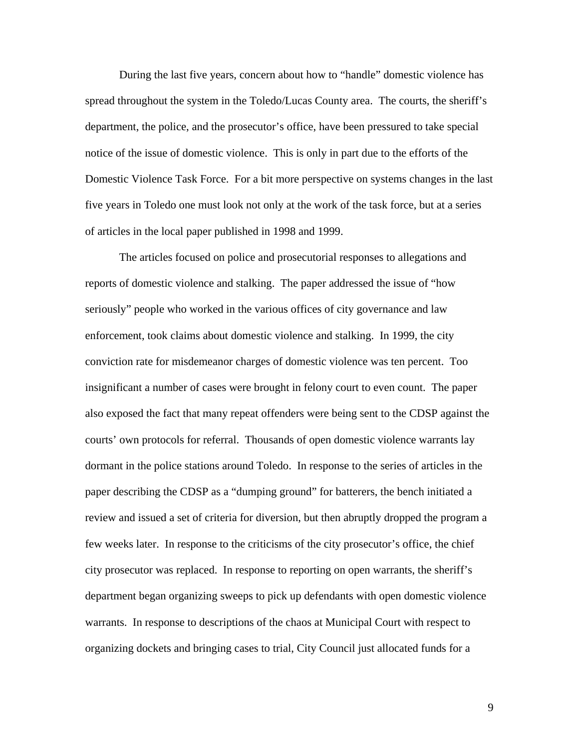During the last five years, concern about how to "handle" domestic violence has spread throughout the system in the Toledo/Lucas County area. The courts, the sheriff's department, the police, and the prosecutor's office, have been pressured to take special notice of the issue of domestic violence. This is only in part due to the efforts of the Domestic Violence Task Force. For a bit more perspective on systems changes in the last five years in Toledo one must look not only at the work of the task force, but at a series of articles in the local paper published in 1998 and 1999.

The articles focused on police and prosecutorial responses to allegations and reports of domestic violence and stalking. The paper addressed the issue of "how seriously" people who worked in the various offices of city governance and law enforcement, took claims about domestic violence and stalking. In 1999, the city conviction rate for misdemeanor charges of domestic violence was ten percent. Too insignificant a number of cases were brought in felony court to even count. The paper also exposed the fact that many repeat offenders were being sent to the CDSP against the courts' own protocols for referral. Thousands of open domestic violence warrants lay dormant in the police stations around Toledo. In response to the series of articles in the paper describing the CDSP as a "dumping ground" for batterers, the bench initiated a review and issued a set of criteria for diversion, but then abruptly dropped the program a few weeks later. In response to the criticisms of the city prosecutor's office, the chief city prosecutor was replaced. In response to reporting on open warrants, the sheriff's department began organizing sweeps to pick up defendants with open domestic violence warrants. In response to descriptions of the chaos at Municipal Court with respect to organizing dockets and bringing cases to trial, City Council just allocated funds for a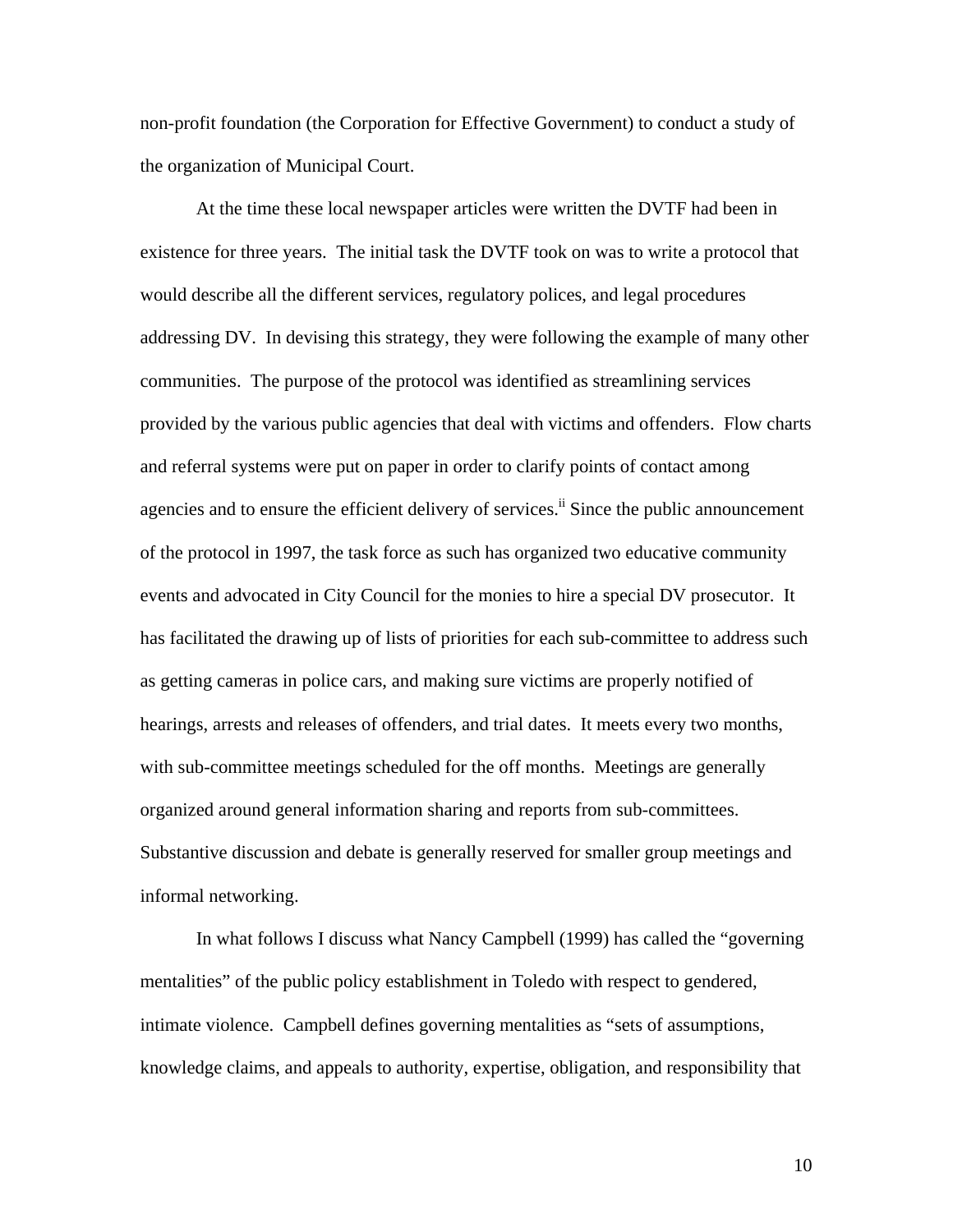non-profit foundation (the Corporation for Effective Government) to conduct a study of the organization of Municipal Court.

At the time these local newspaper articles were written the DVTF had been in existence for three years. The initial task the DVTF took on was to write a protocol that would describe all the different services, regulatory polices, and legal procedures addressing DV. In devising this strategy, they were following the example of many other communities. The purpose of the protocol was identified as streamlining services provided by the various public agencies that deal with victims and offenders. Flow charts and referral systems were put on paper in order to clarify points of contact among agencies and to ensure the efficient delivery of services.[ii] Since the public announcement of the protocol in 1997, the task force as such has organized two educative community events and advocated in City Council for the monies to hire a special DV prosecutor. It has facilitated the drawing up of lists of priorities for each sub-committee to address such as getting cameras in police cars, and making sure victims are properly notified of hearings, arrests and releases of offenders, and trial dates. It meets every two months, with sub-committee meetings scheduled for the off months. Meetings are generally organized around general information sharing and reports from sub-committees. Substantive discussion and debate is generally reserved for smaller group meetings and informal networking.

In what follows I discuss what Nancy Campbell (1999) has called the "governing mentalities" of the public policy establishment in Toledo with respect to gendered, intimate violence. Campbell defines governing mentalities as "sets of assumptions, knowledge claims, and appeals to authority, expertise, obligation, and responsibility that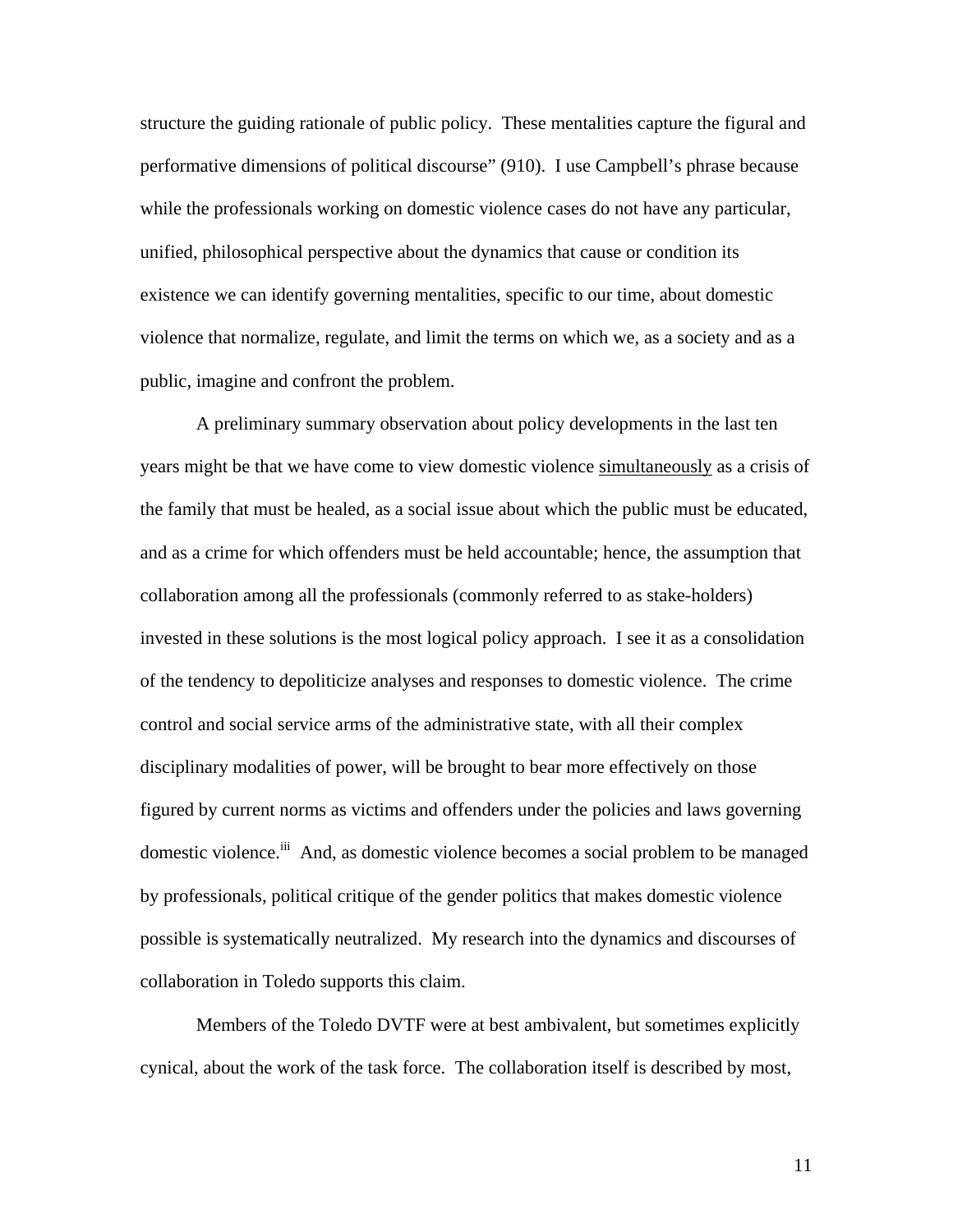structure the guiding rationale of public policy. These mentalities capture the figural and performative dimensions of political discourse" (910). I use Campbell's phrase because while the professionals working on domestic violence cases do not have any particular, unified, philosophical perspective about the dynamics that cause or condition its existence we can identify governing mentalities, specific to our time, about domestic violence that normalize, regulate, and limit the terms on which we, as a society and as a public, imagine and confront the problem.

A preliminary summary observation about policy developments in the last ten years might be that we have come to view domestic violence <u>simultaneously</u> as a crisis of the family that must be healed, as a social issue about which the public must be educated, and as a crime for which offenders must be held accountable; hence, the assumption that collaboration among all the professionals (commonly referred to as stake-holders) invested in these solutions is the most logical policy approach. I see it as a consolidation of the tendency to depoliticize analyses and responses to domestic violence. The crime control and social service arms of the administrative state, with all their complex disciplinary modalities of power, will be brought to bear more effectively on those figured by current norms as victims and offenders under the policies and laws governing domestic violence.[iii] And, as domestic violence becomes a social problem to be managed by professionals, political critique of the gender politics that makes domestic violence possible is systematically neutralized. My research into the dynamics and discourses of collaboration in Toledo supports this claim.

Members of the Toledo DVTF were at best ambivalent, but sometimes explicitly cynical, about the work of the task force. The collaboration itself is described by most,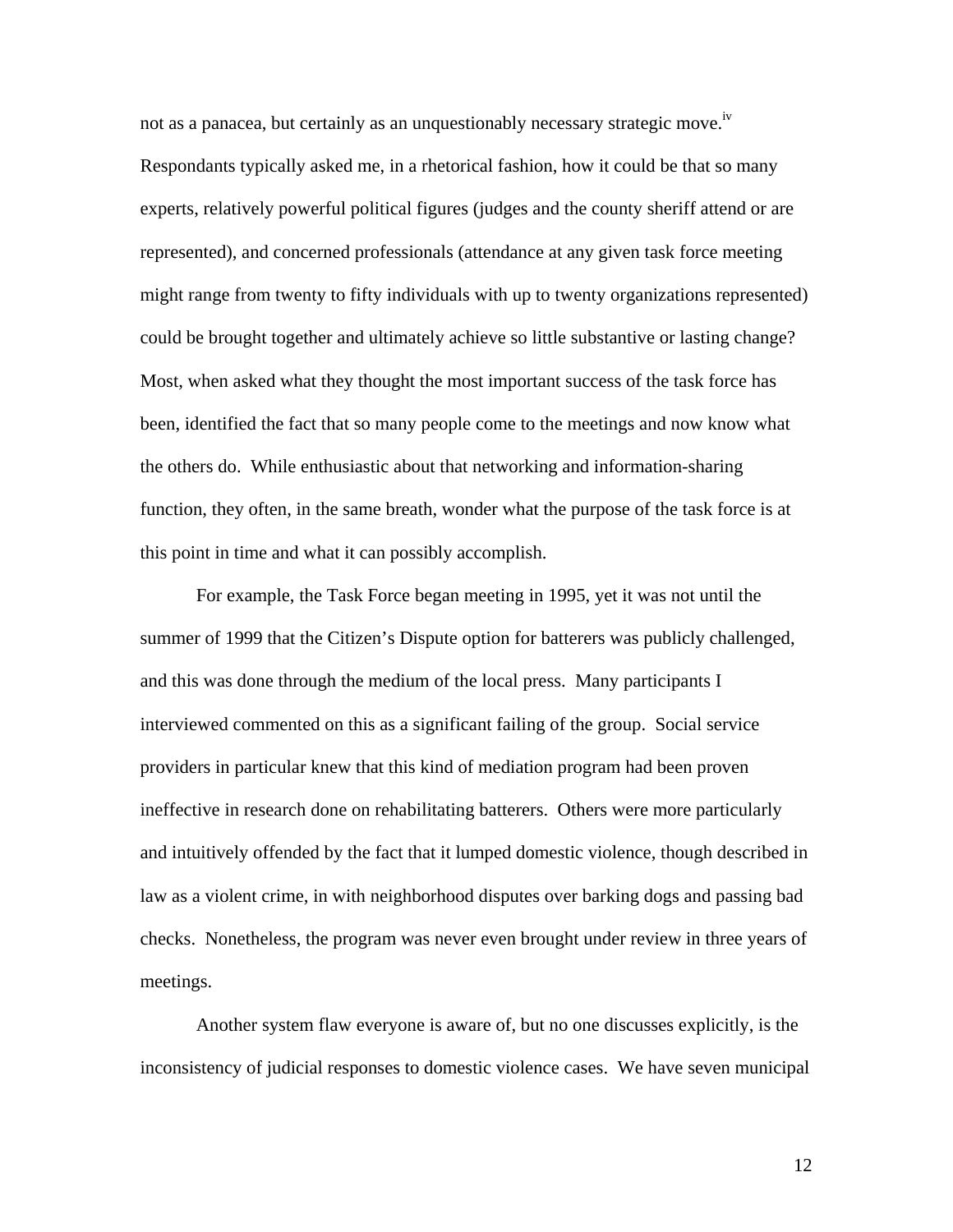not as a panacea, but certainly as an unquestionably necessary strategic move.[iv] Respondants typically asked me, in a rhetorical fashion, how it could be that so many experts, relatively powerful political figures (judges and the county sheriff attend or are represented), and concerned professionals (attendance at any given task force meeting might range from twenty to fifty individuals with up to twenty organizations represented) could be brought together and ultimately achieve so little substantive or lasting change? Most, when asked what they thought the most important success of the task force has been, identified the fact that so many people come to the meetings and now know what the others do. While enthusiastic about that networking and information-sharing function, they often, in the same breath, wonder what the purpose of the task force is at this point in time and what it can possibly accomplish.

For example, the Task Force began meeting in 1995, yet it was not until the summer of 1999 that the Citizen's Dispute option for batterers was publicly challenged, and this was done through the medium of the local press. Many participants I interviewed commented on this as a significant failing of the group. Social service providers in particular knew that this kind of mediation program had been proven ineffective in research done on rehabilitating batterers. Others were more particularly and intuitively offended by the fact that it lumped domestic violence, though described in law as a violent crime, in with neighborhood disputes over barking dogs and passing bad checks. Nonetheless, the program was never even brought under review in three years of meetings.

Another system flaw everyone is aware of, but no one discusses explicitly, is the inconsistency of judicial responses to domestic violence cases. We have seven municipal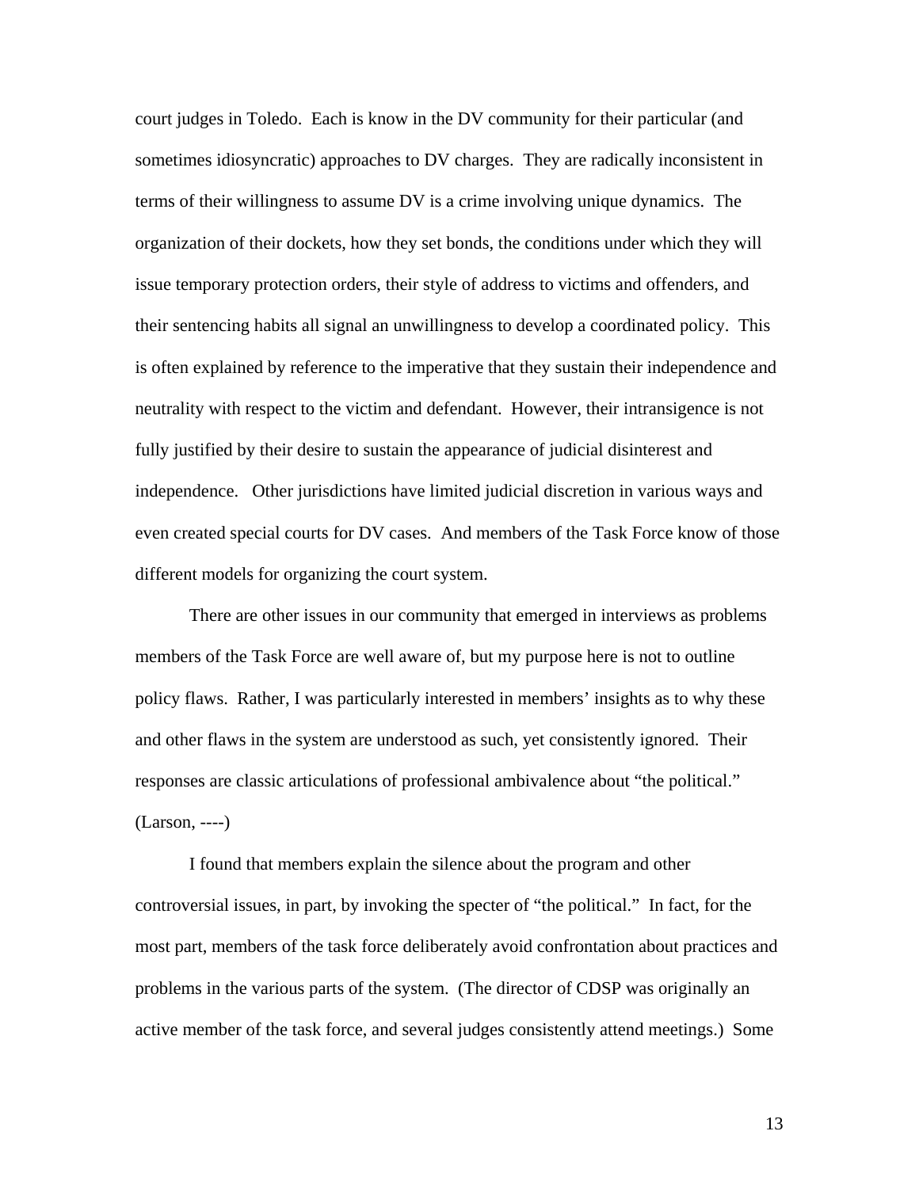court judges in Toledo. Each is know in the DV community for their particular (and sometimes idiosyncratic) approaches to DV charges. They are radically inconsistent in terms of their willingness to assume DV is a crime involving unique dynamics. The organization of their dockets, how they set bonds, the conditions under which they will issue temporary protection orders, their style of address to victims and offenders, and their sentencing habits all signal an unwillingness to develop a coordinated policy. This is often explained by reference to the imperative that they sustain their independence and neutrality with respect to the victim and defendant. However, their intransigence is not fully justified by their desire to sustain the appearance of judicial disinterest and independence. Other jurisdictions have limited judicial discretion in various ways and even created special courts for DV cases. And members of the Task Force know of those different models for organizing the court system.

There are other issues in our community that emerged in interviews as problems members of the Task Force are well aware of, but my purpose here is not to outline policy flaws. Rather, I was particularly interested in members' insights as to why these and other flaws in the system are understood as such, yet consistently ignored. Their responses are classic articulations of professional ambivalence about "the political." (Larson, ----)

I found that members explain the silence about the program and other controversial issues, in part, by invoking the specter of "the political." In fact, for the most part, members of the task force deliberately avoid confrontation about practices and problems in the various parts of the system. (The director of CDSP was originally an active member of the task force, and several judges consistently attend meetings.) Some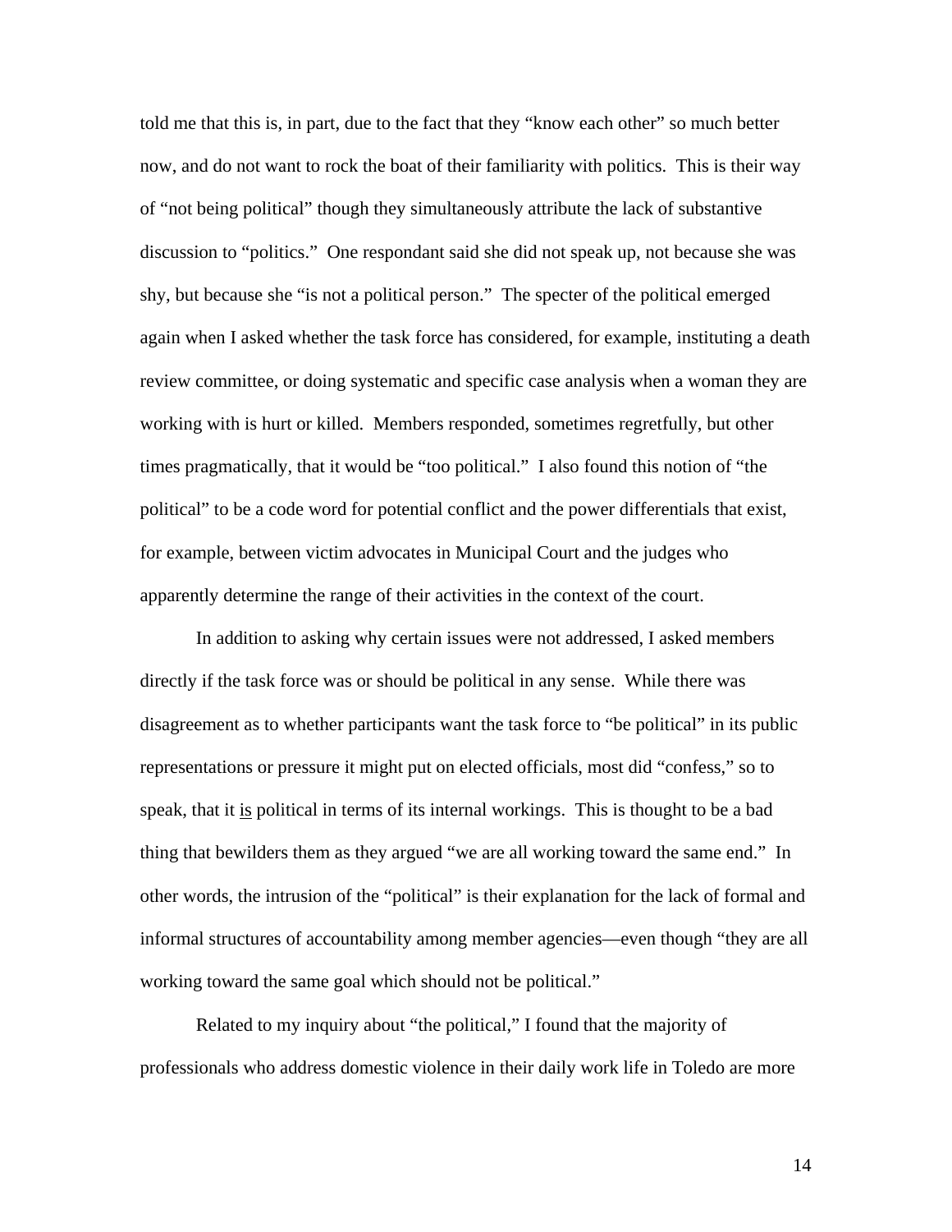told me that this is, in part, due to the fact that they "know each other" so much better now, and do not want to rock the boat of their familiarity with politics. This is their way of "not being political" though they simultaneously attribute the lack of substantive discussion to "politics." One respondant said she did not speak up, not because she was shy, but because she "is not a political person." The specter of the political emerged again when I asked whether the task force has considered, for example, instituting a death review committee, or doing systematic and specific case analysis when a woman they are working with is hurt or killed. Members responded, sometimes regretfully, but other times pragmatically, that it would be "too political." I also found this notion of "the political" to be a code word for potential conflict and the power differentials that exist, for example, between victim advocates in Municipal Court and the judges who apparently determine the range of their activities in the context of the court.

In addition to asking why certain issues were not addressed, I asked members directly if the task force was or should be political in any sense. While there was disagreement as to whether participants want the task force to "be political" in its public representations or pressure it might put on elected officials, most did "confess," so to speak, that it <u>is</u> political in terms of its internal workings. This is thought to be a bad thing that bewilders them as they argued "we are all working toward the same end." In other words, the intrusion of the "political" is their explanation for the lack of formal and informal structures of accountability among member agencies—even though "they are all working toward the same goal which should not be political."

Related to my inquiry about "the political," I found that the majority of professionals who address domestic violence in their daily work life in Toledo are more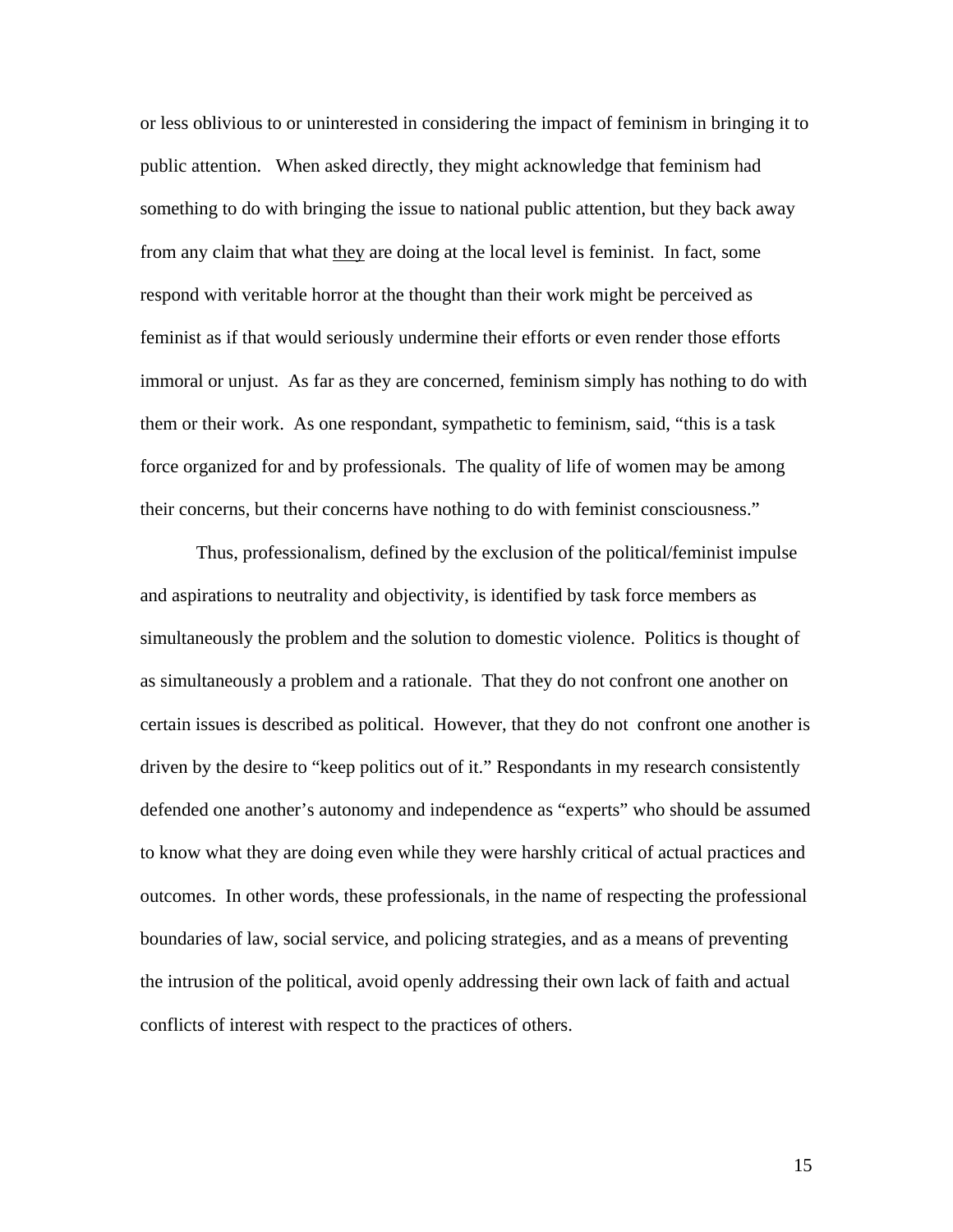or less oblivious to or uninterested in considering the impact of feminism in bringing it to public attention. When asked directly, they might acknowledge that feminism had something to do with bringing the issue to national public attention, but they back away from any claim that what <u>they</u> are doing at the local level is feminist. In fact, some respond with veritable horror at the thought than their work might be perceived as feminist as if that would seriously undermine their efforts or even render those efforts immoral or unjust. As far as they are concerned, feminism simply has nothing to do with them or their work. As one respondant, sympathetic to feminism, said, "this is a task force organized for and by professionals. The quality of life of women may be among their concerns, but their concerns have nothing to do with feminist consciousness."

Thus, professionalism, defined by the exclusion of the political/feminist impulse and aspirations to neutrality and objectivity, is identified by task force members as simultaneously the problem and the solution to domestic violence. Politics is thought of as simultaneously a problem and a rationale. That they do not confront one another on certain issues is described as political. However, that they do not confront one another is driven by the desire to "keep politics out of it." Respondants in my research consistently defended one another's autonomy and independence as "experts" who should be assumed to know what they are doing even while they were harshly critical of actual practices and outcomes. In other words, these professionals, in the name of respecting the professional boundaries of law, social service, and policing strategies, and as a means of preventing the intrusion of the political, avoid openly addressing their own lack of faith and actual conflicts of interest with respect to the practices of others.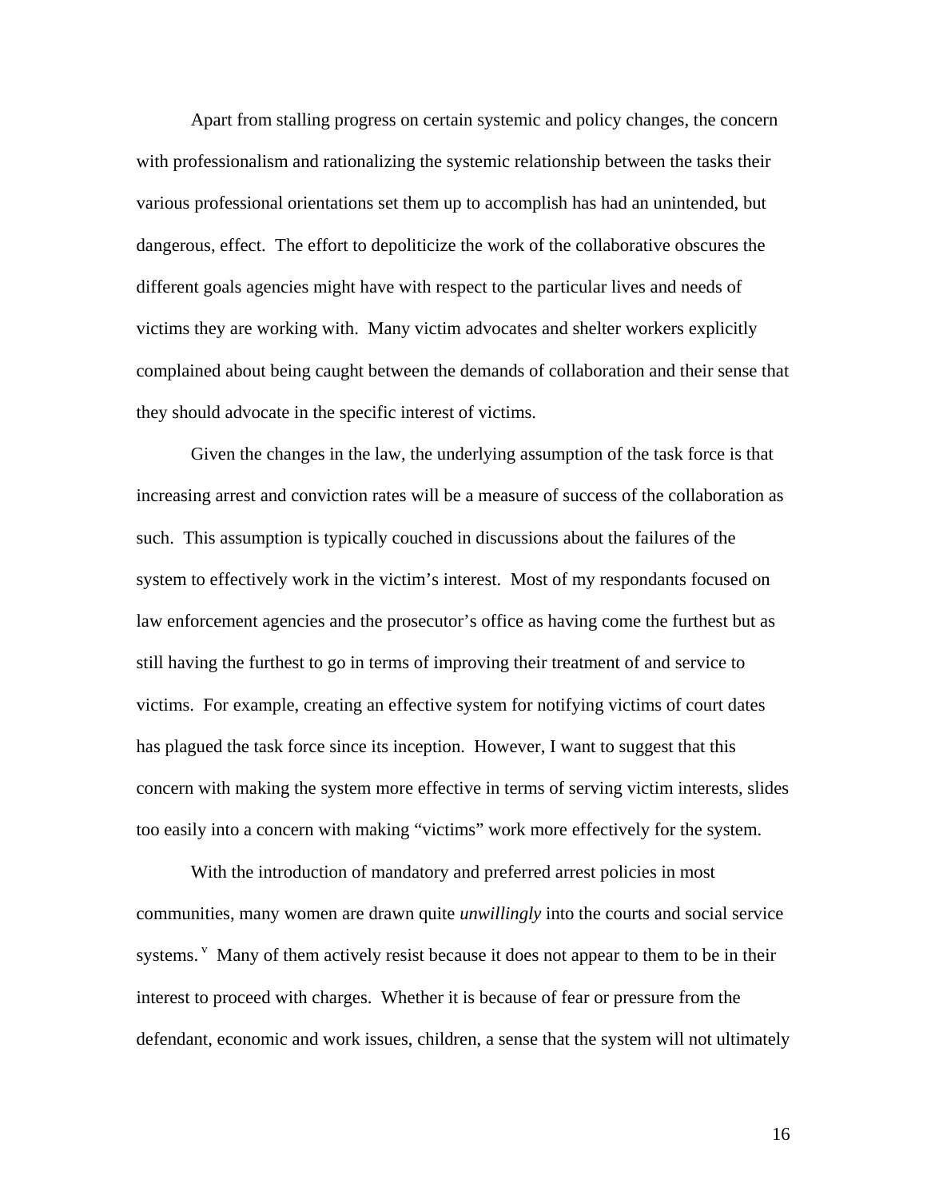Apart from stalling progress on certain systemic and policy changes, the concern with professionalism and rationalizing the systemic relationship between the tasks their various professional orientations set them up to accomplish has had an unintended, but dangerous, effect. The effort to depoliticize the work of the collaborative obscures the different goals agencies might have with respect to the particular lives and needs of victims they are working with. Many victim advocates and shelter workers explicitly complained about being caught between the demands of collaboration and their sense that they should advocate in the specific interest of victims.

Given the changes in the law, the underlying assumption of the task force is that increasing arrest and conviction rates will be a measure of success of the collaboration as such. This assumption is typically couched in discussions about the failures of the system to effectively work in the victim's interest. Most of my respondants focused on law enforcement agencies and the prosecutor's office as having come the furthest but as still having the furthest to go in terms of improving their treatment of and service to victims. For example, creating an effective system for notifying victims of court dates has plagued the task force since its inception. However, I want to suggest that this concern with making the system more effective in terms of serving victim interests, slides too easily into a concern with making "victims" work more effectively for the system.

With the introduction of mandatory and preferred arrest policies in most communities, many women are drawn quite *unwillingly* into the courts and social service systems. [v] Many of them actively resist because it does not appear to them to be in their interest to proceed with charges. Whether it is because of fear or pressure from the defendant, economic and work issues, children, a sense that the system will not ultimately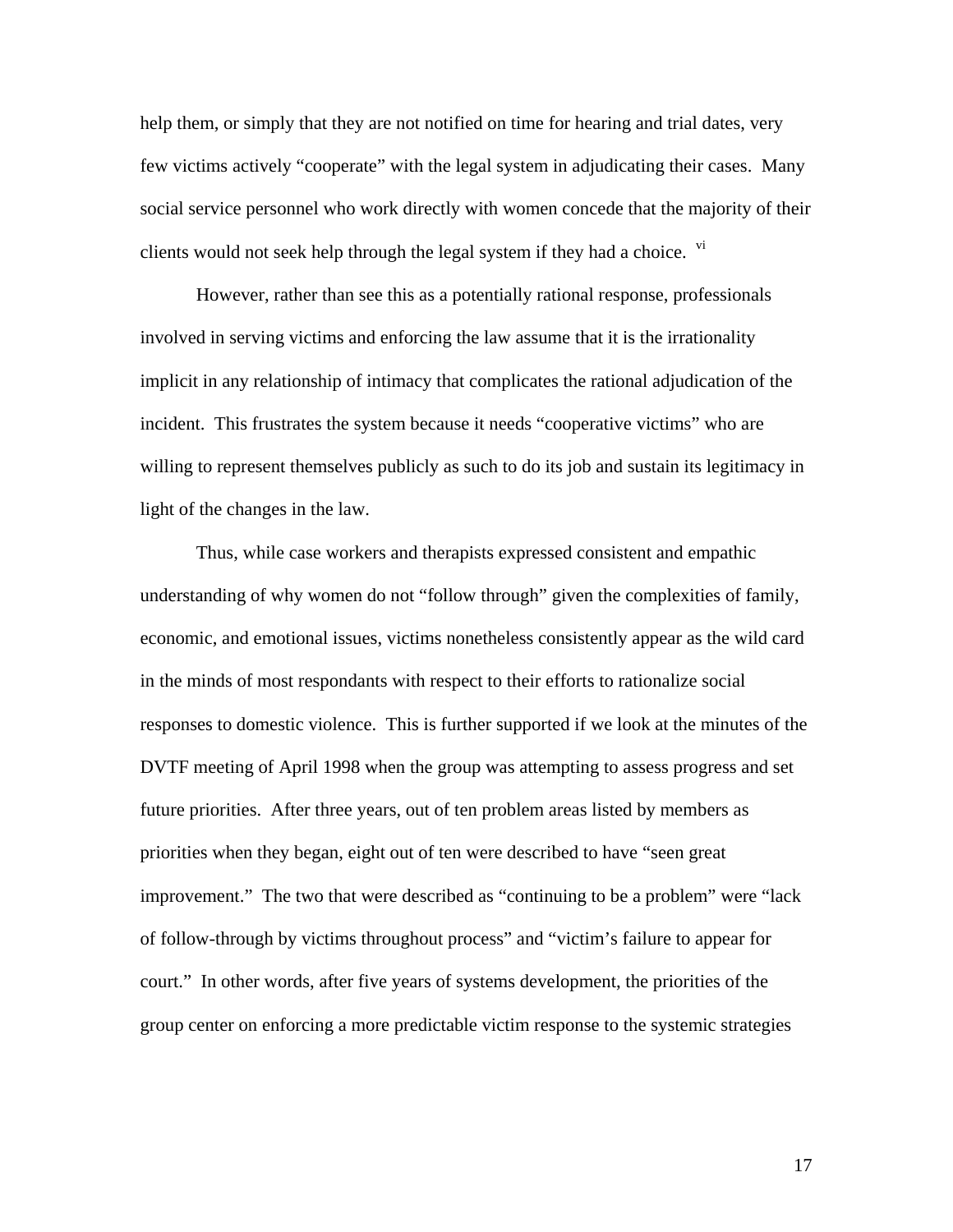help them, or simply that they are not notified on time for hearing and trial dates, very few victims actively "cooperate" with the legal system in adjudicating their cases. Many social service personnel who work directly with women concede that the majority of their clients would not seek help through the legal system if they had a choice. [vi]

However, rather than see this as a potentially rational response, professionals involved in serving victims and enforcing the law assume that it is the irrationality implicit in any relationship of intimacy that complicates the rational adjudication of the incident. This frustrates the system because it needs "cooperative victims" who are willing to represent themselves publicly as such to do its job and sustain its legitimacy in light of the changes in the law.

Thus, while case workers and therapists expressed consistent and empathic understanding of why women do not "follow through" given the complexities of family, economic, and emotional issues, victims nonetheless consistently appear as the wild card in the minds of most respondants with respect to their efforts to rationalize social responses to domestic violence. This is further supported if we look at the minutes of the DVTF meeting of April 1998 when the group was attempting to assess progress and set future priorities. After three years, out of ten problem areas listed by members as priorities when they began, eight out of ten were described to have "seen great improvement." The two that were described as "continuing to be a problem" were "lack of follow-through by victims throughout process" and "victim's failure to appear for court." In other words, after five years of systems development, the priorities of the group center on enforcing a more predictable victim response to the systemic strategies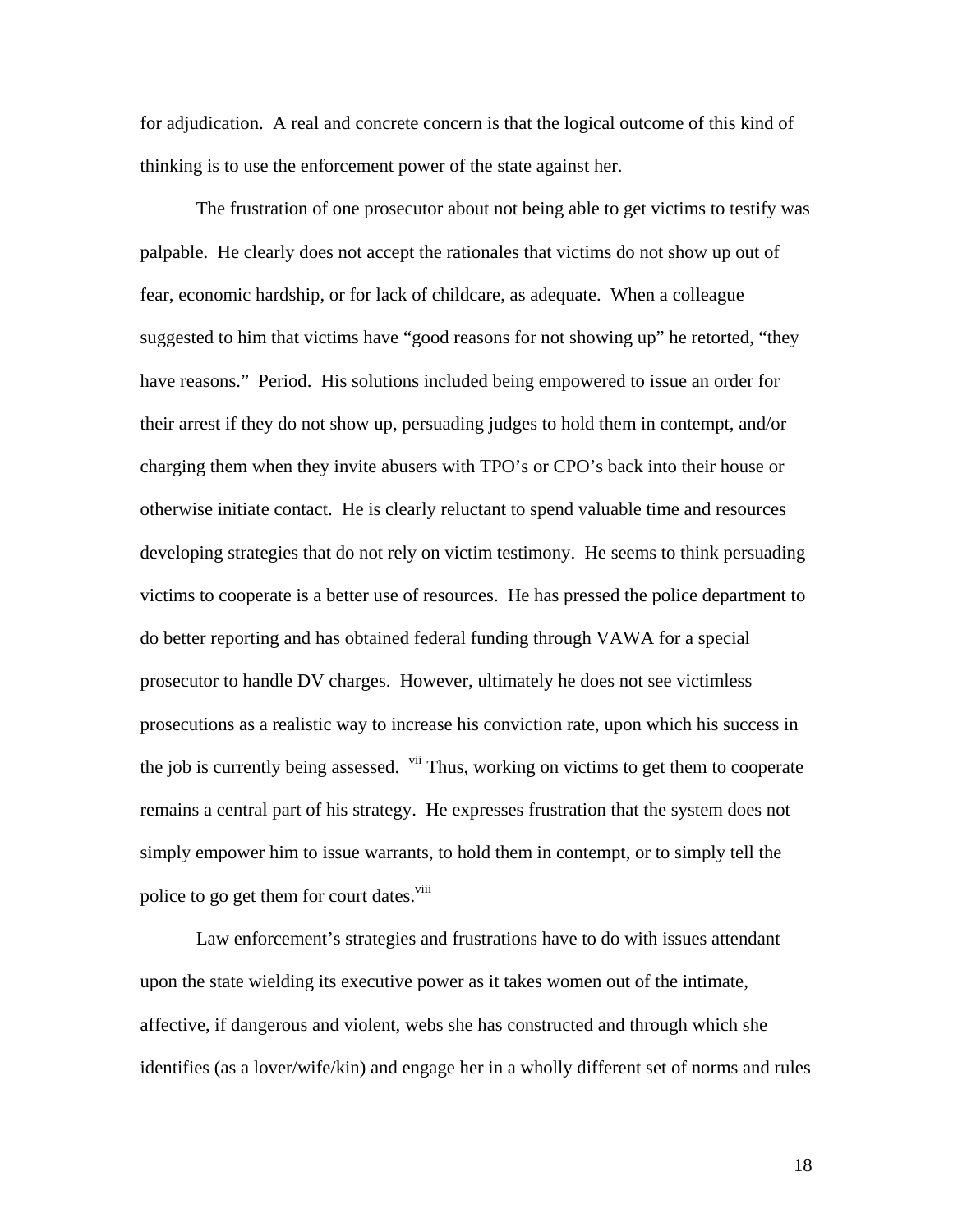for adjudication. A real and concrete concern is that the logical outcome of this kind of thinking is to use the enforcement power of the state against her.

The frustration of one prosecutor about not being able to get victims to testify was palpable. He clearly does not accept the rationales that victims do not show up out of fear, economic hardship, or for lack of childcare, as adequate. When a colleague suggested to him that victims have "good reasons for not showing up" he retorted, "they have reasons." Period. His solutions included being empowered to issue an order for their arrest if they do not show up, persuading judges to hold them in contempt, and/or charging them when they invite abusers with TPO's or CPO's back into their house or otherwise initiate contact. He is clearly reluctant to spend valuable time and resources developing strategies that do not rely on victim testimony. He seems to think persuading victims to cooperate is a better use of resources. He has pressed the police department to do better reporting and has obtained federal funding through VAWA for a special prosecutor to handle DV charges. However, ultimately he does not see victimless prosecutions as a realistic way to increase his conviction rate, upon which his success in the job is currently being assessed. [vii] Thus, working on victims to get them to cooperate remains a central part of his strategy. He expresses frustration that the system does not simply empower him to issue warrants, to hold them in contempt, or to simply tell the police to go get them for court dates.[viii]

Law enforcement's strategies and frustrations have to do with issues attendant upon the state wielding its executive power as it takes women out of the intimate, affective, if dangerous and violent, webs she has constructed and through which she identifies (as a lover/wife/kin) and engage her in a wholly different set of norms and rules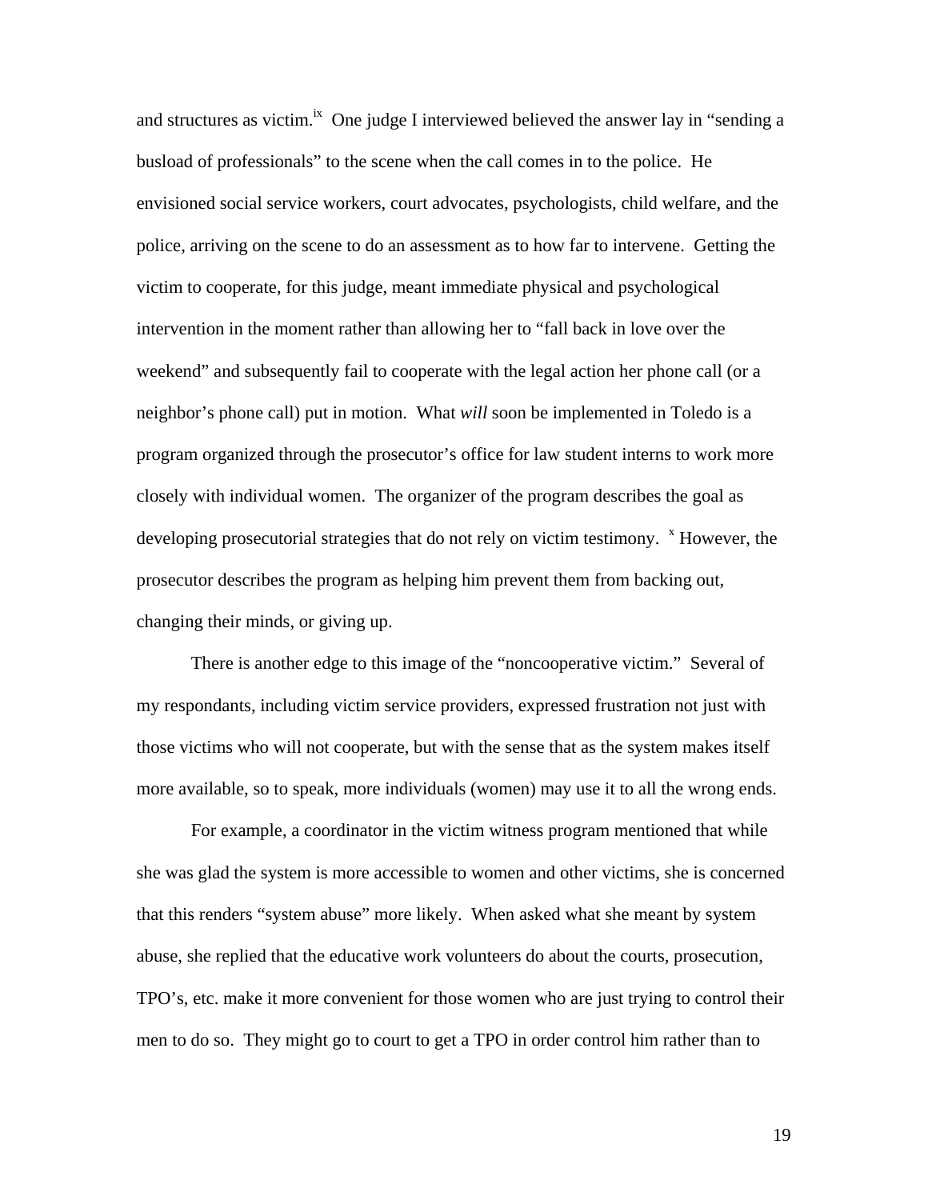and structures as victim.[ix] One judge I interviewed believed the answer lay in "sending a busload of professionals" to the scene when the call comes in to the police. He envisioned social service workers, court advocates, psychologists, child welfare, and the police, arriving on the scene to do an assessment as to how far to intervene. Getting the victim to cooperate, for this judge, meant immediate physical and psychological intervention in the moment rather than allowing her to "fall back in love over the weekend" and subsequently fail to cooperate with the legal action her phone call (or a neighbor's phone call) put in motion. What *will* soon be implemented in Toledo is a program organized through the prosecutor's office for law student interns to work more closely with individual women. The organizer of the program describes the goal as developing prosecutorial strategies that do not rely on victim testimony. [x] However, the prosecutor describes the program as helping him prevent them from backing out, changing their minds, or giving up.

There is another edge to this image of the "noncooperative victim." Several of my respondants, including victim service providers, expressed frustration not just with those victims who will not cooperate, but with the sense that as the system makes itself more available, so to speak, more individuals (women) may use it to all the wrong ends.

For example, a coordinator in the victim witness program mentioned that while she was glad the system is more accessible to women and other victims, she is concerned that this renders "system abuse" more likely. When asked what she meant by system abuse, she replied that the educative work volunteers do about the courts, prosecution, TPO's, etc. make it more convenient for those women who are just trying to control their men to do so. They might go to court to get a TPO in order control him rather than to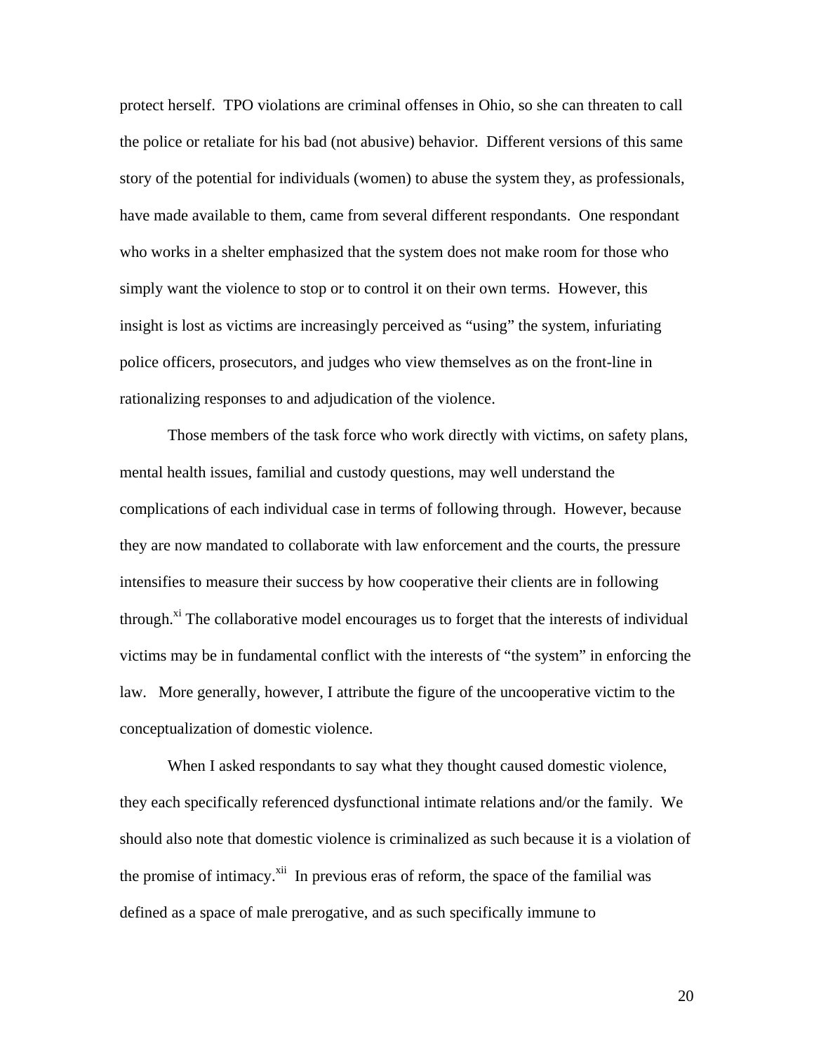protect herself. TPO violations are criminal offenses in Ohio, so she can threaten to call the police or retaliate for his bad (not abusive) behavior. Different versions of this same story of the potential for individuals (women) to abuse the system they, as professionals, have made available to them, came from several different respondants. One respondant who works in a shelter emphasized that the system does not make room for those who simply want the violence to stop or to control it on their own terms. However, this insight is lost as victims are increasingly perceived as "using" the system, infuriating police officers, prosecutors, and judges who view themselves as on the front-line in rationalizing responses to and adjudication of the violence.

Those members of the task force who work directly with victims, on safety plans, mental health issues, familial and custody questions, may well understand the complications of each individual case in terms of following through. However, because they are now mandated to collaborate with law enforcement and the courts, the pressure intensifies to measure their success by how cooperative their clients are in following through.[xi] The collaborative model encourages us to forget that the interests of individual victims may be in fundamental conflict with the interests of "the system" in enforcing the law. More generally, however, I attribute the figure of the uncooperative victim to the conceptualization of domestic violence.

When I asked respondants to say what they thought caused domestic violence, they each specifically referenced dysfunctional intimate relations and/or the family. We should also note that domestic violence is criminalized as such because it is a violation of the promise of intimacy.[xii] In previous eras of reform, the space of the familial was defined as a space of male prerogative, and as such specifically immune to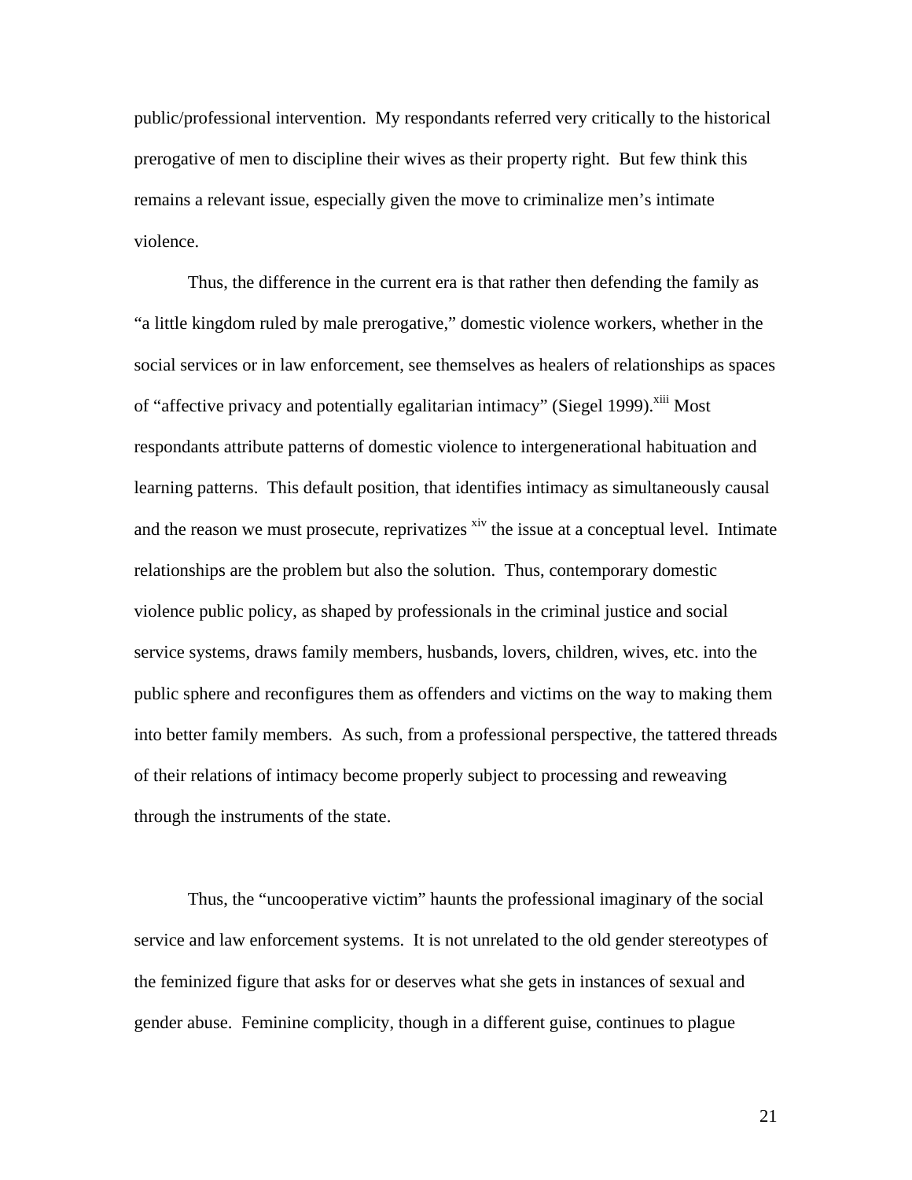public/professional intervention. My respondants referred very critically to the historical prerogative of men to discipline their wives as their property right. But few think this remains a relevant issue, especially given the move to criminalize men's intimate violence.

Thus, the difference in the current era is that rather then defending the family as "a little kingdom ruled by male prerogative," domestic violence workers, whether in the social services or in law enforcement, see themselves as healers of relationships as spaces of "affective privacy and potentially egalitarian intimacy" (Siegel 1999).[xiii] Most respondants attribute patterns of domestic violence to intergenerational habituation and learning patterns. This default position, that identifies intimacy as simultaneously causal and the reason we must prosecute, reprivatizes [xiv] the issue at a conceptual level. Intimate relationships are the problem but also the solution. Thus, contemporary domestic violence public policy, as shaped by professionals in the criminal justice and social service systems, draws family members, husbands, lovers, children, wives, etc. into the public sphere and reconfigures them as offenders and victims on the way to making them into better family members. As such, from a professional perspective, the tattered threads of their relations of intimacy become properly subject to processing and reweaving through the instruments of the state.

Thus, the "uncooperative victim" haunts the professional imaginary of the social service and law enforcement systems. It is not unrelated to the old gender stereotypes of the feminized figure that asks for or deserves what she gets in instances of sexual and gender abuse. Feminine complicity, though in a different guise, continues to plague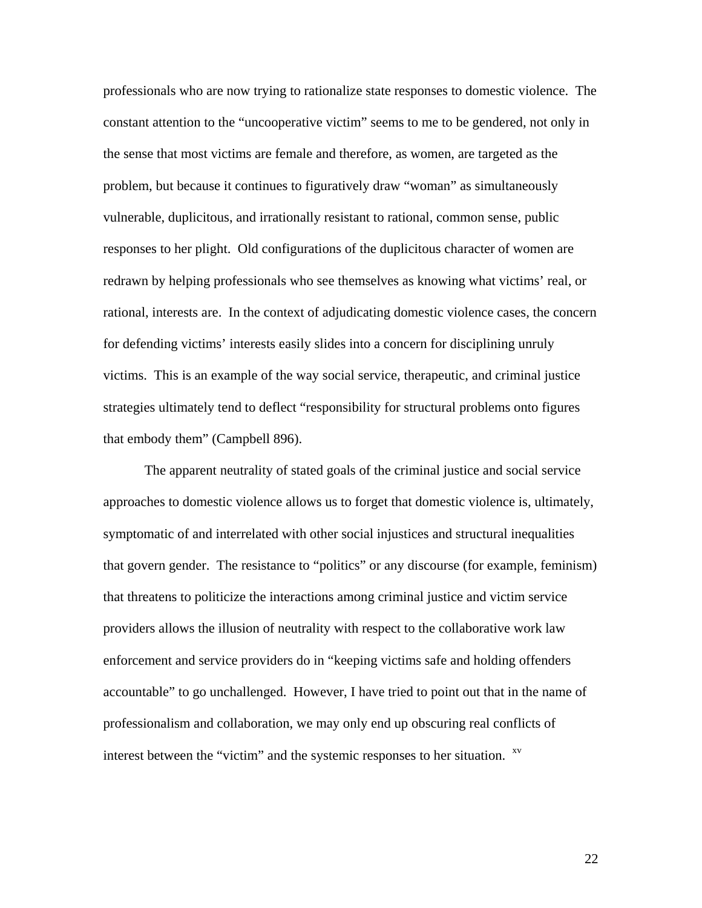professionals who are now trying to rationalize state responses to domestic violence. The constant attention to the "uncooperative victim" seems to me to be gendered, not only in the sense that most victims are female and therefore, as women, are targeted as the problem, but because it continues to figuratively draw "woman" as simultaneously vulnerable, duplicitous, and irrationally resistant to rational, common sense, public responses to her plight. Old configurations of the duplicitous character of women are redrawn by helping professionals who see themselves as knowing what victims' real, or rational, interests are. In the context of adjudicating domestic violence cases, the concern for defending victims' interests easily slides into a concern for disciplining unruly victims. This is an example of the way social service, therapeutic, and criminal justice strategies ultimately tend to deflect "responsibility for structural problems onto figures that embody them" (Campbell 896).

The apparent neutrality of stated goals of the criminal justice and social service approaches to domestic violence allows us to forget that domestic violence is, ultimately, symptomatic of and interrelated with other social injustices and structural inequalities that govern gender. The resistance to "politics" or any discourse (for example, feminism) that threatens to politicize the interactions among criminal justice and victim service providers allows the illusion of neutrality with respect to the collaborative work law enforcement and service providers do in "keeping victims safe and holding offenders accountable" to go unchallenged. However, I have tried to point out that in the name of professionalism and collaboration, we may only end up obscuring real conflicts of interest between the "victim" and the systemic responses to her situation. [xv]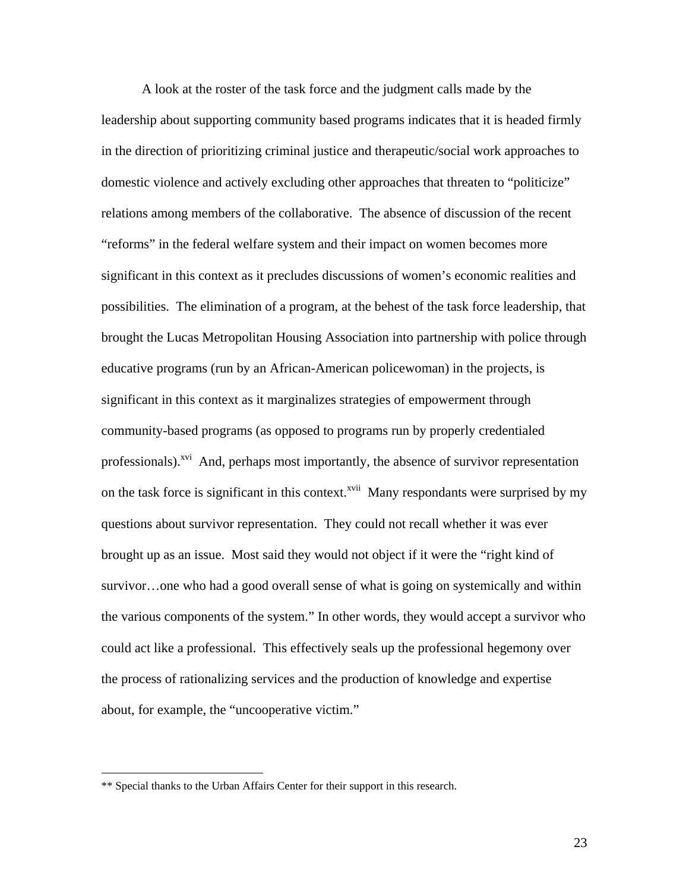A look at the roster of the task force and the judgment calls made by the leadership about supporting community based programs indicates that it is headed firmly in the direction of prioritizing criminal justice and therapeutic/social work approaches to domestic violence and actively excluding other approaches that threaten to "politicize" relations among members of the collaborative. The absence of discussion of the recent "reforms" in the federal welfare system and their impact on women becomes more significant in this context as it precludes discussions of women's economic realities and possibilities. The elimination of a program, at the behest of the task force leadership, that brought the Lucas Metropolitan Housing Association into partnership with police through educative programs (run by an African-American policewoman) in the projects, is significant in this context as it marginalizes strategies of empowerment through community-based programs (as opposed to programs run by properly credentialed professionals).[xvi] And, perhaps most importantly, the absence of survivor representation on the task force is significant in this context.[xvii] Many respondants were surprised by my questions about survivor representation. They could not recall whether it was ever brought up as an issue. Most said they would not object if it were the "right kind of survivor…one who had a good overall sense of what is going on systemically and within the various components of the system." In other words, they would accept a survivor who could act like a professional. This effectively seals up the professional hegemony over the process of rationalizing services and the production of knowledge and expertise about, for example, the "uncooperative victim."

---

** Special thanks to the Urban Affairs Center for their support in this research.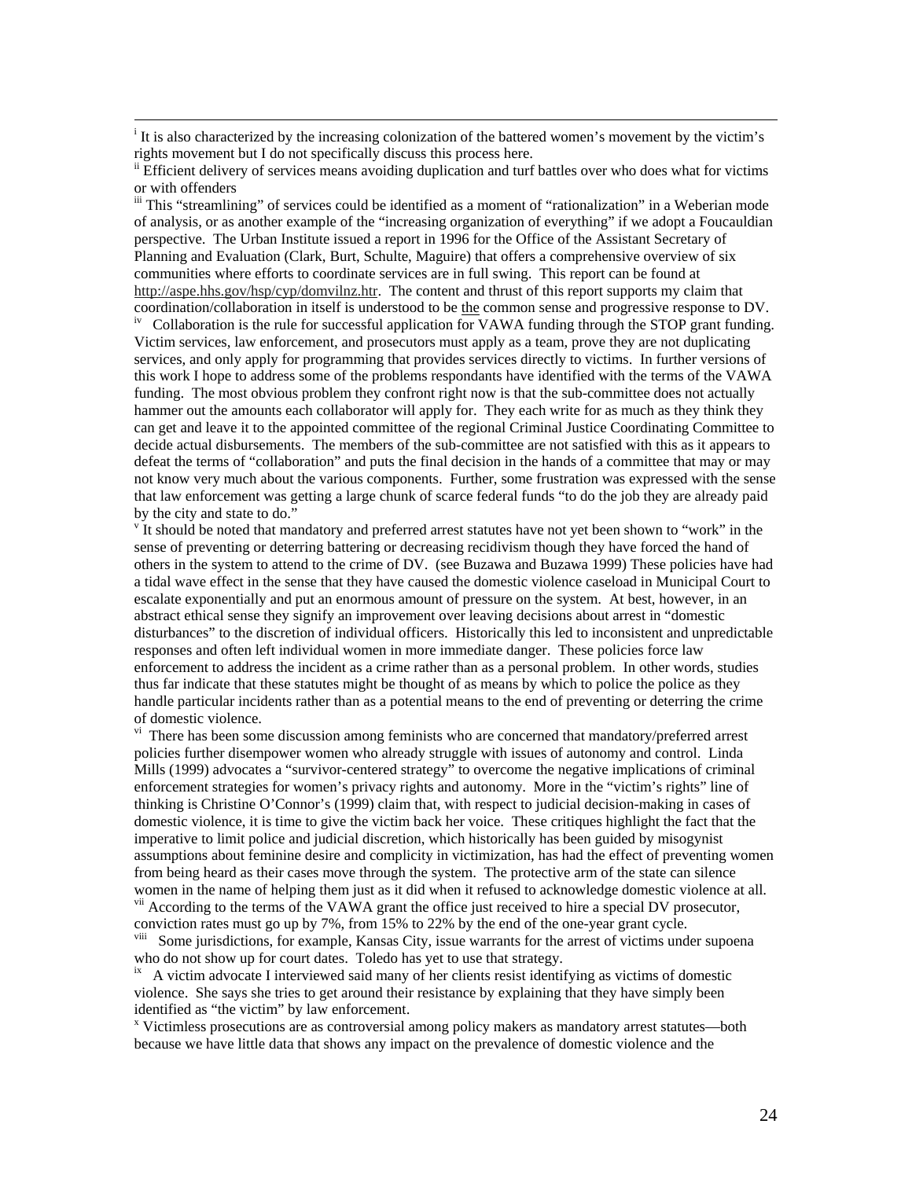[i] It is also characterized by the increasing colonization of the battered women's movement by the victim's rights movement but I do not specifically discuss this process here.

[ii] Efficient delivery of services means avoiding duplication and turf battles over who does what for victims or with offenders

[iii] This "streamlining" of services could be identified as a moment of "rationalization" in a Weberian mode of analysis, or as another example of the "increasing organization of everything" if we adopt a Foucauldian perspective. The Urban Institute issued a report in 1996 for the Office of the Assistant Secretary of Planning and Evaluation (Clark, Burt, Schulte, Maguire) that offers a comprehensive overview of six communities where efforts to coordinate services are in full swing. This report can be found at http://aspe.hhs.gov/hsp/cyp/domvilnz.htr. The content and thrust of this report supports my claim that coordination/collaboration in itself is understood to be the common sense and progressive response to DV.

[iv] Collaboration is the rule for successful application for VAWA funding through the STOP grant funding. Victim services, law enforcement, and prosecutors must apply as a team, prove they are not duplicating services, and only apply for programming that provides services directly to victims. In further versions of this work I hope to address some of the problems respondants have identified with the terms of the VAWA funding. The most obvious problem they confront right now is that the sub-committee does not actually hammer out the amounts each collaborator will apply for. They each write for as much as they think they can get and leave it to the appointed committee of the regional Criminal Justice Coordinating Committee to decide actual disbursements. The members of the sub-committee are not satisfied with this as it appears to defeat the terms of "collaboration" and puts the final decision in the hands of a committee that may or may not know very much about the various components. Further, some frustration was expressed with the sense that law enforcement was getting a large chunk of scarce federal funds "to do the job they are already paid by the city and state to do."

[v] It should be noted that mandatory and preferred arrest statutes have not yet been shown to "work" in the sense of preventing or deterring battering or decreasing recidivism though they have forced the hand of others in the system to attend to the crime of DV. (see Buzawa and Buzawa 1999) These policies have had a tidal wave effect in the sense that they have caused the domestic violence caseload in Municipal Court to escalate exponentially and put an enormous amount of pressure on the system. At best, however, in an abstract ethical sense they signify an improvement over leaving decisions about arrest in "domestic disturbances" to the discretion of individual officers. Historically this led to inconsistent and unpredictable responses and often left individual women in more immediate danger. These policies force law enforcement to address the incident as a crime rather than as a personal problem. In other words, studies thus far indicate that these statutes might be thought of as means by which to police the police as they handle particular incidents rather than as a potential means to the end of preventing or deterring the crime of domestic violence.

[vi] There has been some discussion among feminists who are concerned that mandatory/preferred arrest policies further disempower women who already struggle with issues of autonomy and control. Linda Mills (1999) advocates a "survivor-centered strategy" to overcome the negative implications of criminal enforcement strategies for women's privacy rights and autonomy. More in the "victim's rights" line of thinking is Christine O'Connor's (1999) claim that, with respect to judicial decision-making in cases of domestic violence, it is time to give the victim back her voice. These critiques highlight the fact that the imperative to limit police and judicial discretion, which historically has been guided by misogynist assumptions about feminine desire and complicity in victimization, has had the effect of preventing women from being heard as their cases move through the system. The protective arm of the state can silence women in the name of helping them just as it did when it refused to acknowledge domestic violence at all.

[vii] According to the terms of the VAWA grant the office just received to hire a special DV prosecutor, conviction rates must go up by 7%, from 15% to 22% by the end of the one-year grant cycle.

[viii] Some jurisdictions, for example, Kansas City, issue warrants for the arrest of victims under supoena who do not show up for court dates. Toledo has yet to use that strategy.

[ix] A victim advocate I interviewed said many of her clients resist identifying as victims of domestic violence. She says she tries to get around their resistance by explaining that they have simply been identified as "the victim" by law enforcement.

[x] Victimless prosecutions are as controversial among policy makers as mandatory arrest statutes—both because we have little data that shows any impact on the prevalence of domestic violence and the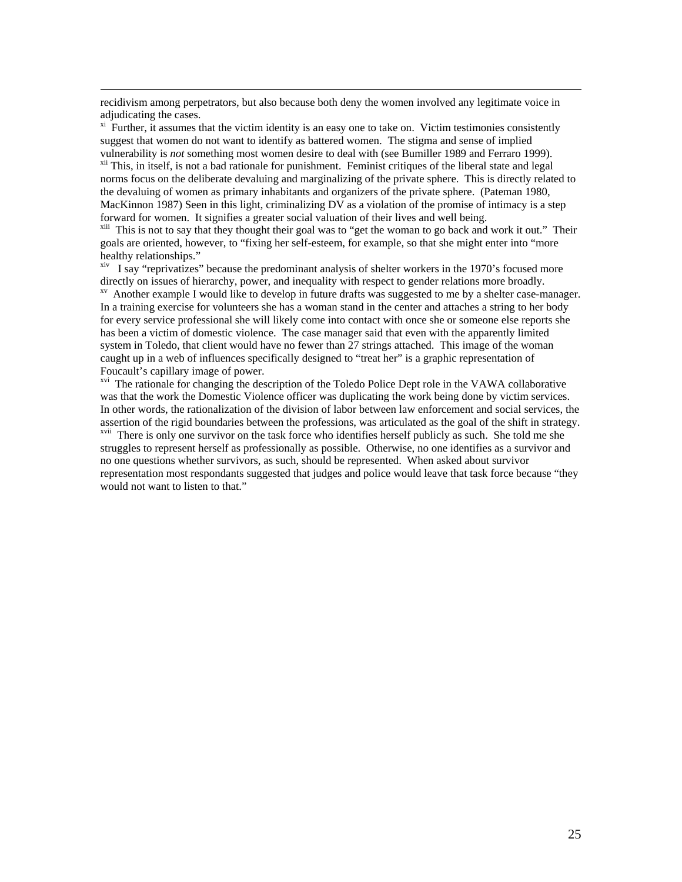recidivism among perpetrators, but also because both deny the women involved any legitimate voice in adjudicating the cases.

[xi] Further, it assumes that the victim identity is an easy one to take on. Victim testimonies consistently suggest that women do not want to identify as battered women. The stigma and sense of implied vulnerability is *not* something most women desire to deal with (see Bumiller 1989 and Ferraro 1999).

[xii] This, in itself, is not a bad rationale for punishment. Feminist critiques of the liberal state and legal norms focus on the deliberate devaluing and marginalizing of the private sphere. This is directly related to the devaluing of women as primary inhabitants and organizers of the private sphere. (Pateman 1980, MacKinnon 1987) Seen in this light, criminalizing DV as a violation of the promise of intimacy is a step forward for women. It signifies a greater social valuation of their lives and well being.

[xiii] This is not to say that they thought their goal was to "get the woman to go back and work it out." Their goals are oriented, however, to "fixing her self-esteem, for example, so that she might enter into "more healthy relationships."

[xiv] I say "reprivatizes" because the predominant analysis of shelter workers in the 1970's focused more directly on issues of hierarchy, power, and inequality with respect to gender relations more broadly.

[xv] Another example I would like to develop in future drafts was suggested to me by a shelter case-manager. In a training exercise for volunteers she has a woman stand in the center and attaches a string to her body for every service professional she will likely come into contact with once she or someone else reports she has been a victim of domestic violence. The case manager said that even with the apparently limited system in Toledo, that client would have no fewer than 27 strings attached. This image of the woman caught up in a web of influences specifically designed to "treat her" is a graphic representation of Foucault's capillary image of power.

[xvi] The rationale for changing the description of the Toledo Police Dept role in the VAWA collaborative was that the work the Domestic Violence officer was duplicating the work being done by victim services. In other words, the rationalization of the division of labor between law enforcement and social services, the assertion of the rigid boundaries between the professions, was articulated as the goal of the shift in strategy.

[xvii] There is only one survivor on the task force who identifies herself publicly as such. She told me she struggles to represent herself as professionally as possible. Otherwise, no one identifies as a survivor and no one questions whether survivors, as such, should be represented. When asked about survivor representation most respondants suggested that judges and police would leave that task force because "they would not want to listen to that."